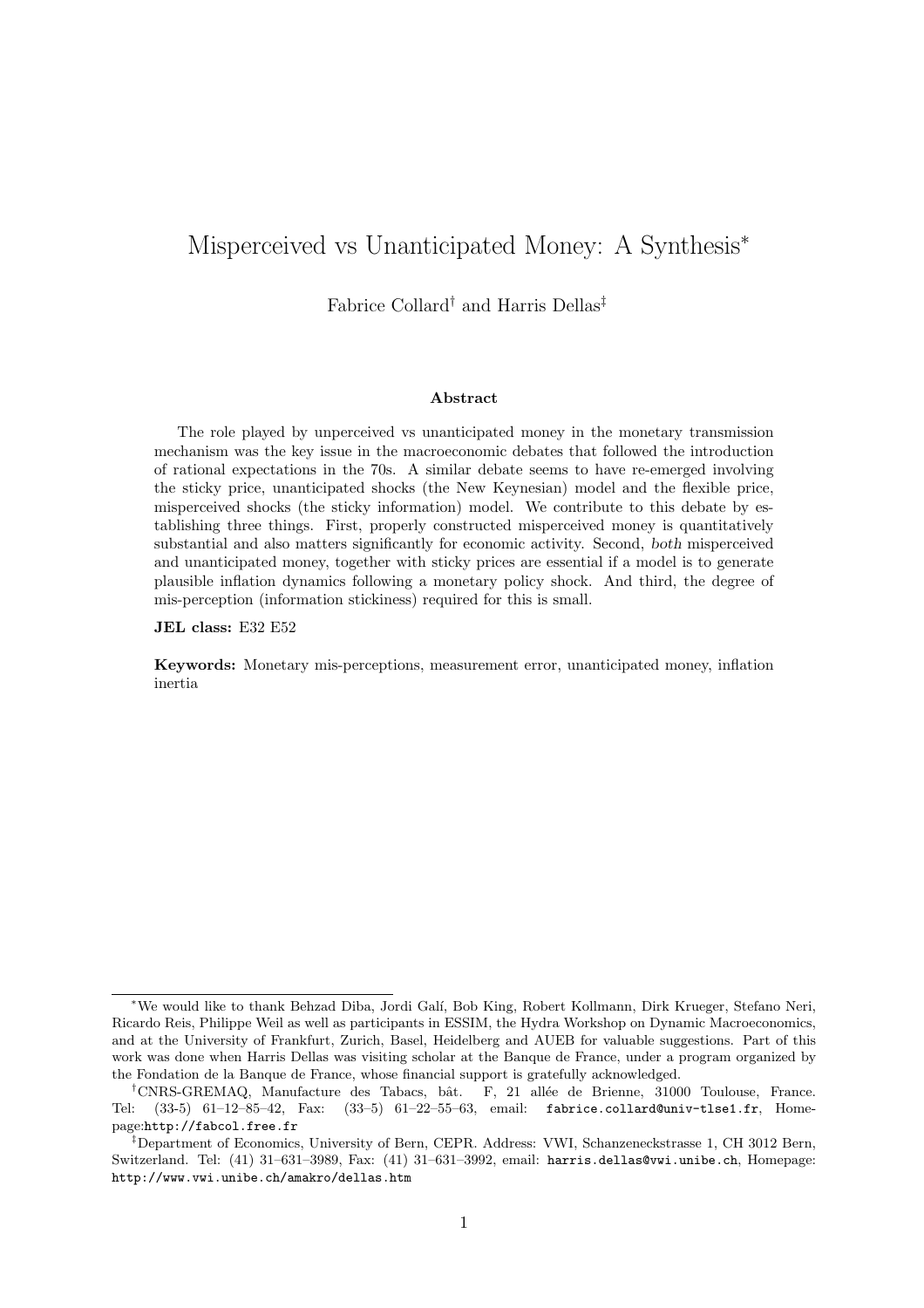# Misperceived vs Unanticipated Money: A Synthesis[*]

Fabrice Collard[†] and Harris Dellas[‡]

### Abstract

The role played by unperceived vs unanticipated money in the monetary transmission mechanism was the key issue in the macroeconomic debates that followed the introduction of rational expectations in the 70s. A similar debate seems to have re-emerged involving the sticky price, unanticipated shocks (the New Keynesian) model and the flexible price, misperceived shocks (the sticky information) model. We contribute to this debate by establishing three things. First, properly constructed misperceived money is quantitatively substantial and also matters significantly for economic activity. Second, *both* misperceived and unanticipated money, together with sticky prices are essential if a model is to generate plausible inflation dynamics following a monetary policy shock. And third, the degree of mis-perception (information stickiness) required for this is small.

**JEL class:** E32 E52

**Keywords:** Monetary mis-perceptions, measurement error, unanticipated money, inflation inertia

---

[*] We would like to thank Behzad Diba, Jordi Galí, Bob King, Robert Kollmann, Dirk Krueger, Stefano Neri, Ricardo Reis, Philippe Weil as well as participants in ESSIM, the Hydra Workshop on Dynamic Macroeconomics, and at the University of Frankfurt, Zurich, Basel, Heidelberg and AUEB for valuable suggestions. Part of this work was done when Harris Dellas was visiting scholar at the Banque de France, under a program organized by the Fondation de la Banque de France, whose financial support is gratefully acknowledged.

[†] CNRS-GREMAQ, Manufacture des Tabacs, bât. F, 21 allée de Brienne, 31000 Toulouse, France. Tel: (33-5) 61–12–85–42, Fax: (33–5) 61–22–55–63, email: fabrice.collard@univ-tlse1.fr, Homepage:http://fabcol.free.fr

[‡] Department of Economics, University of Bern, CEPR. Address: VWI, Schanzeneckstrasse 1, CH 3012 Bern, Switzerland. Tel: (41) 31–631–3989, Fax: (41) 31–631–3992, email: harris.dellas@vwi.unibe.ch, Homepage: http://www.vwi.unibe.ch/amakro/dellas.htm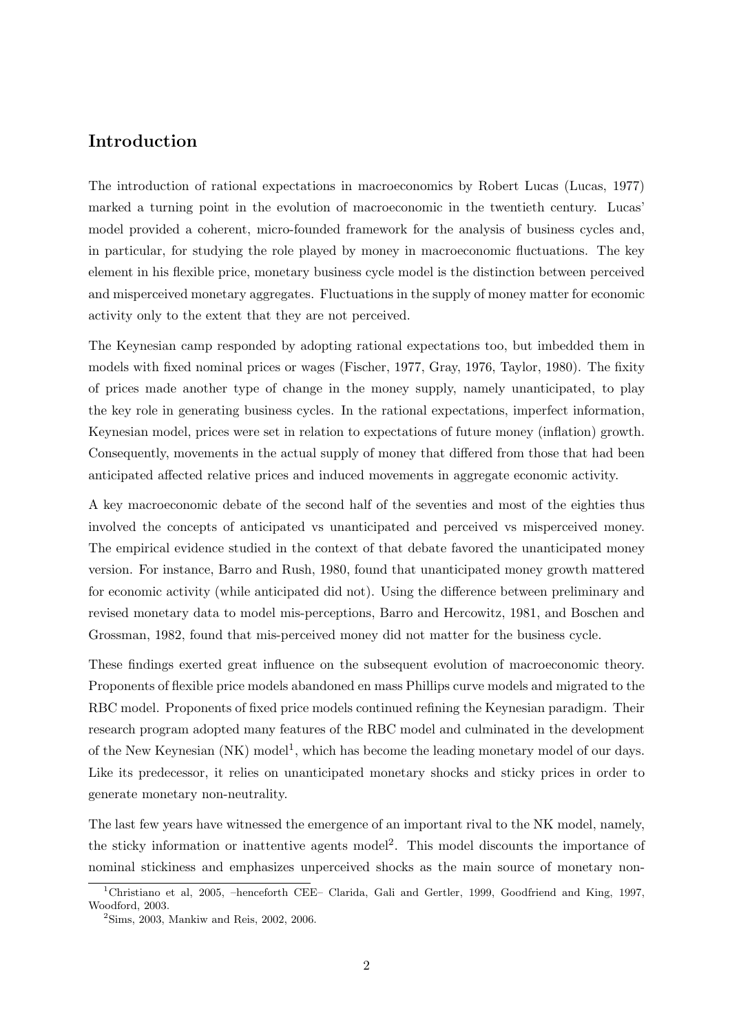## Introduction

The introduction of rational expectations in macroeconomics by Robert Lucas (Lucas, 1977) marked a turning point in the evolution of macroeconomic in the twentieth century. Lucas' model provided a coherent, micro-founded framework for the analysis of business cycles and, in particular, for studying the role played by money in macroeconomic fluctuations. The key element in his flexible price, monetary business cycle model is the distinction between perceived and misperceived monetary aggregates. Fluctuations in the supply of money matter for economic activity only to the extent that they are not perceived.

The Keynesian camp responded by adopting rational expectations too, but imbedded them in models with fixed nominal prices or wages (Fischer, 1977, Gray, 1976, Taylor, 1980). The fixity of prices made another type of change in the money supply, namely unanticipated, to play the key role in generating business cycles. In the rational expectations, imperfect information, Keynesian model, prices were set in relation to expectations of future money (inflation) growth. Consequently, movements in the actual supply of money that differed from those that had been anticipated affected relative prices and induced movements in aggregate economic activity.

A key macroeconomic debate of the second half of the seventies and most of the eighties thus involved the concepts of anticipated vs unanticipated and perceived vs misperceived money. The empirical evidence studied in the context of that debate favored the unanticipated money version. For instance, Barro and Rush, 1980, found that unanticipated money growth mattered for economic activity (while anticipated did not). Using the difference between preliminary and revised monetary data to model mis-perceptions, Barro and Hercowitz, 1981, and Boschen and Grossman, 1982, found that mis-perceived money did not matter for the business cycle.

These findings exerted great influence on the subsequent evolution of macroeconomic theory. Proponents of flexible price models abandoned en mass Phillips curve models and migrated to the RBC model. Proponents of fixed price models continued refining the Keynesian paradigm. Their research program adopted many features of the RBC model and culminated in the development of the New Keynesian (NK) model[1], which has become the leading monetary model of our days. Like its predecessor, it relies on unanticipated monetary shocks and sticky prices in order to generate monetary non-neutrality.

The last few years have witnessed the emergence of an important rival to the NK model, namely, the sticky information or inattentive agents model[2]. This model discounts the importance of nominal stickiness and emphasizes unperceived shocks as the main source of monetary non-

[1] Christiano et al, 2005, –henceforth CEE– Clarida, Gali and Gertler, 1999, Goodfriend and King, 1997, Woodford, 2003.

[2] Sims, 2003, Mankiw and Reis, 2002, 2006.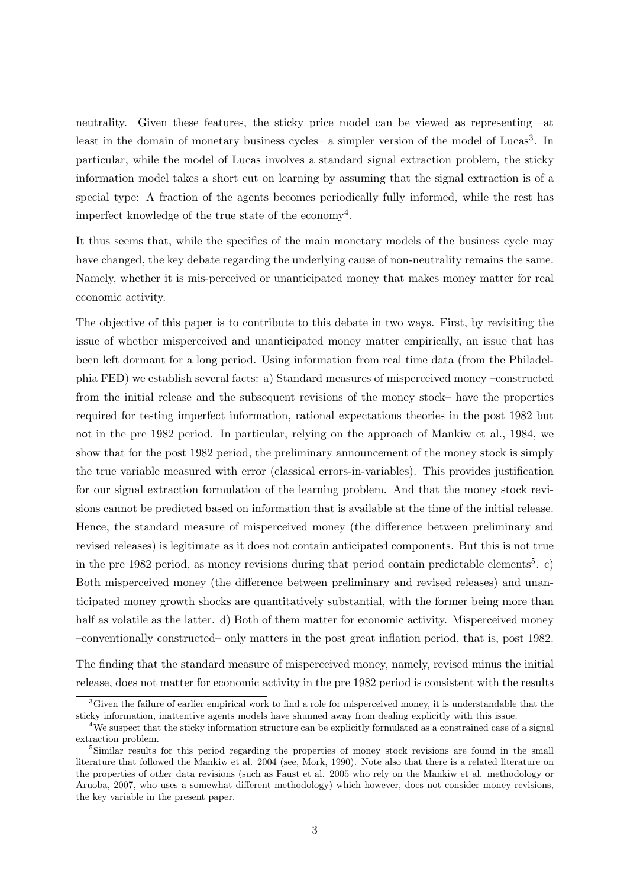neutrality. Given these features, the sticky price model can be viewed as representing –at least in the domain of monetary business cycles– a simpler version of the model of Lucas[3]. In particular, while the model of Lucas involves a standard signal extraction problem, the sticky information model takes a short cut on learning by assuming that the signal extraction is of a special type: A fraction of the agents becomes periodically fully informed, while the rest has imperfect knowledge of the true state of the economy[4].

It thus seems that, while the specifics of the main monetary models of the business cycle may have changed, the key debate regarding the underlying cause of non-neutrality remains the same. Namely, whether it is mis-perceived or unanticipated money that makes money matter for real economic activity.

The objective of this paper is to contribute to this debate in two ways. First, by revisiting the issue of whether misperceived and unanticipated money matter empirically, an issue that has been left dormant for a long period. Using information from real time data (from the Philadelphia FED) we establish several facts: a) Standard measures of misperceived money –constructed from the initial release and the subsequent revisions of the money stock– have the properties required for testing imperfect information, rational expectations theories in the post 1982 but not in the pre 1982 period. In particular, relying on the approach of Mankiw et al., 1984, we show that for the post 1982 period, the preliminary announcement of the money stock is simply the true variable measured with error (classical errors-in-variables). This provides justification for our signal extraction formulation of the learning problem. And that the money stock revisions cannot be predicted based on information that is available at the time of the initial release. Hence, the standard measure of misperceived money (the difference between preliminary and revised releases) is legitimate as it does not contain anticipated components. But this is not true in the pre 1982 period, as money revisions during that period contain predictable elements[5]. c) Both misperceived money (the difference between preliminary and revised releases) and unanticipated money growth shocks are quantitatively substantial, with the former being more than half as volatile as the latter. d) Both of them matter for economic activity. Misperceived money –conventionally constructed– only matters in the post great inflation period, that is, post 1982.

The finding that the standard measure of misperceived money, namely, revised minus the initial release, does not matter for economic activity in the pre 1982 period is consistent with the results

[3]Given the failure of earlier empirical work to find a role for misperceived money, it is understandable that the sticky information, inattentive agents models have shunned away from dealing explicitly with this issue.

[4]We suspect that the sticky information structure can be explicitly formulated as a constrained case of a signal extraction problem.

[5]Similar results for this period regarding the properties of money stock revisions are found in the small literature that followed the Mankiw et al. 2004 (see, Mork, 1990). Note also that there is a related literature on the properties of *other* data revisions (such as Faust et al. 2005 who rely on the Mankiw et al. methodology or Aruoba, 2007, who uses a somewhat different methodology) which however, does not consider money revisions, the key variable in the present paper.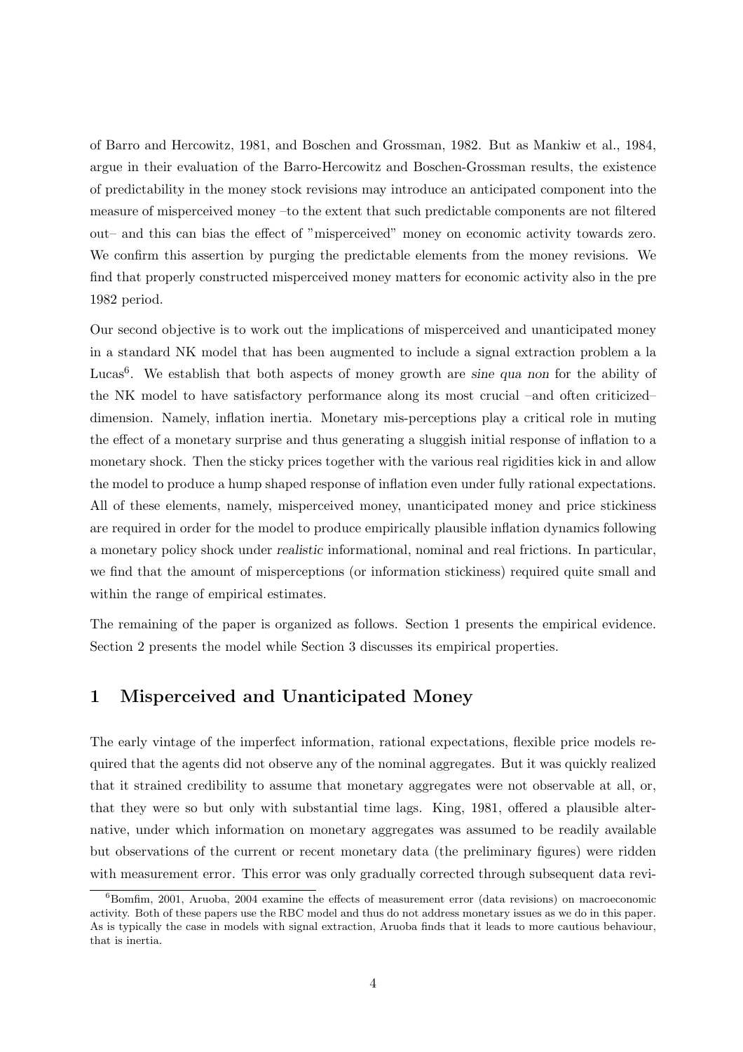of Barro and Hercowitz, 1981, and Boschen and Grossman, 1982. But as Mankiw et al., 1984, argue in their evaluation of the Barro-Hercowitz and Boschen-Grossman results, the existence of predictability in the money stock revisions may introduce an anticipated component into the measure of misperceived money –to the extent that such predictable components are not filtered out– and this can bias the effect of "misperceived" money on economic activity towards zero. We confirm this assertion by purging the predictable elements from the money revisions. We find that properly constructed misperceived money matters for economic activity also in the pre 1982 period.

Our second objective is to work out the implications of misperceived and unanticipated money in a standard NK model that has been augmented to include a signal extraction problem a la Lucas[6]. We establish that both aspects of money growth are *sine qua non* for the ability of the NK model to have satisfactory performance along its most crucial –and often criticized– dimension. Namely, inflation inertia. Monetary mis-perceptions play a critical role in muting the effect of a monetary surprise and thus generating a sluggish initial response of inflation to a monetary shock. Then the sticky prices together with the various real rigidities kick in and allow the model to produce a hump shaped response of inflation even under fully rational expectations. All of these elements, namely, misperceived money, unanticipated money and price stickiness are required in order for the model to produce empirically plausible inflation dynamics following a monetary policy shock under *realistic* informational, nominal and real frictions. In particular, we find that the amount of misperceptions (or information stickiness) required quite small and within the range of empirical estimates.

The remaining of the paper is organized as follows. Section 1 presents the empirical evidence. Section 2 presents the model while Section 3 discusses its empirical properties.

# 1 Misperceived and Unanticipated Money

The early vintage of the imperfect information, rational expectations, flexible price models required that the agents did not observe any of the nominal aggregates. But it was quickly realized that it strained credibility to assume that monetary aggregates were not observable at all, or, that they were so but only with substantial time lags. King, 1981, offered a plausible alternative, under which information on monetary aggregates was assumed to be readily available but observations of the current or recent monetary data (the preliminary figures) were ridden with measurement error. This error was only gradually corrected through subsequent data revi-

[6] Bomfim, 2001, Aruoba, 2004 examine the effects of measurement error (data revisions) on macroeconomic activity. Both of these papers use the RBC model and thus do not address monetary issues as we do in this paper. As is typically the case in models with signal extraction, Aruoba finds that it leads to more cautious behaviour, that is inertia.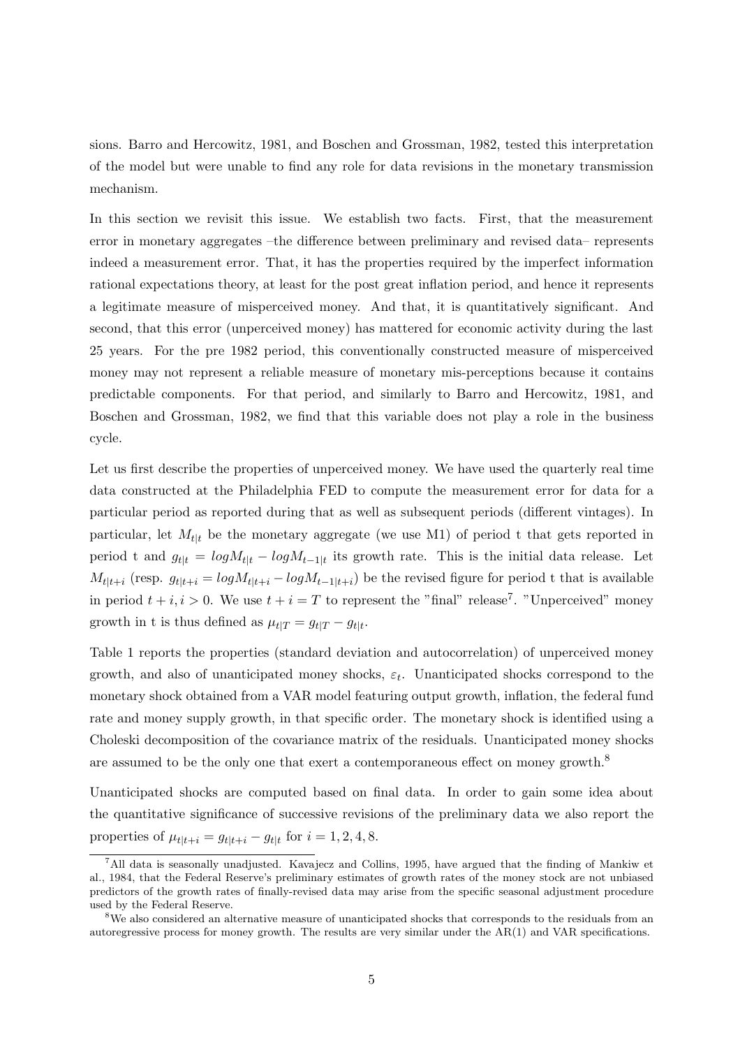sions. Barro and Hercowitz, 1981, and Boschen and Grossman, 1982, tested this interpretation of the model but were unable to find any role for data revisions in the monetary transmission mechanism.

In this section we revisit this issue. We establish two facts. First, that the measurement error in monetary aggregates –the difference between preliminary and revised data– represents indeed a measurement error. That, it has the properties required by the imperfect information rational expectations theory, at least for the post great inflation period, and hence it represents a legitimate measure of misperceived money. And that, it is quantitatively significant. And second, that this error (unperceived money) has mattered for economic activity during the last 25 years. For the pre 1982 period, this conventionally constructed measure of misperceived money may not represent a reliable measure of monetary mis-perceptions because it contains predictable components. For that period, and similarly to Barro and Hercowitz, 1981, and Boschen and Grossman, 1982, we find that this variable does not play a role in the business cycle.

Let us first describe the properties of unperceived money. We have used the quarterly real time data constructed at the Philadelphia FED to compute the measurement error for data for a particular period as reported during that as well as subsequent periods (different vintages). In particular, let $M_{t|t}$ be the monetary aggregate (we use M1) of period t that gets reported in period t and $g_{t|t} = logM_{t|t} - logM_{t-1|t}$ its growth rate. This is the initial data release. Let $M_{t|t+i}$ (resp. $g_{t|t+i} = logM_{t|t+i} - logM_{t-1|t+i}$) be the revised figure for period t that is available in period $t+i, i > 0$. We use $t + i = T$ to represent the "final" release[7]. "Unperceived" money growth in t is thus defined as $\mu_{t|T} = g_{t|T} - g_{t|t}$.

Table 1 reports the properties (standard deviation and autocorrelation) of unperceived money growth, and also of unanticipated money shocks, $\varepsilon_t$. Unanticipated shocks correspond to the monetary shock obtained from a VAR model featuring output growth, inflation, the federal fund rate and money supply growth, in that specific order. The monetary shock is identified using a Choleski decomposition of the covariance matrix of the residuals. Unanticipated money shocks are assumed to be the only one that exert a contemporaneous effect on money growth.[8]

Unanticipated shocks are computed based on final data. In order to gain some idea about the quantitative significance of successive revisions of the preliminary data we also report the properties of $\mu_{t|t+i} = g_{t|t+i} - g_{t|t}$ for $i = 1, 2, 4, 8$.

[7] All data is seasonally unadjusted. Kavajecz and Collins, 1995, have argued that the finding of Mankiw et al., 1984, that the Federal Reserve's preliminary estimates of growth rates of the money stock are not unbiased predictors of the growth rates of finally-revised data may arise from the specific seasonal adjustment procedure used by the Federal Reserve.

[8] We also considered an alternative measure of unanticipated shocks that corresponds to the residuals from an autoregressive process for money growth. The results are very similar under the AR(1) and VAR specifications.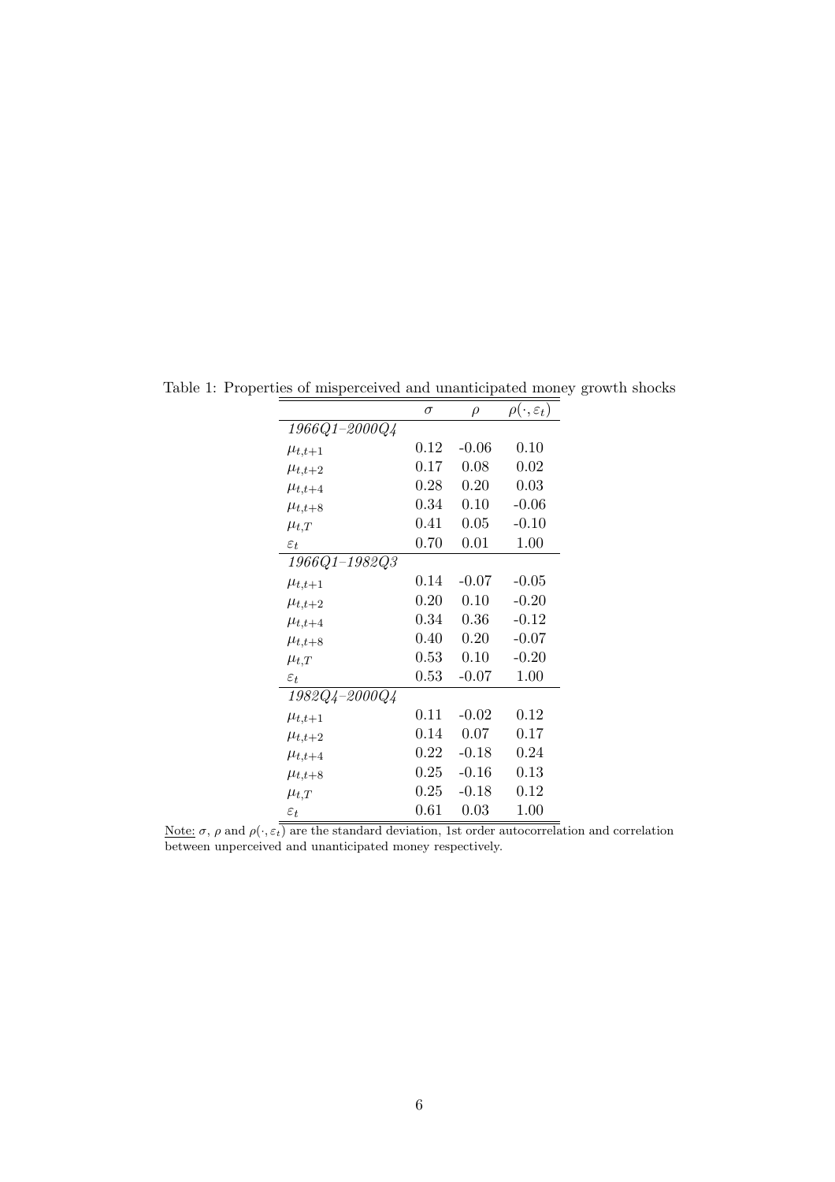Table 1: Properties of misperceived and unanticipated money growth shocks

| | $\sigma$ | $\rho$ | $\rho(\cdot, \varepsilon_t)$ |
|---|---|---|---|
| *1966Q1–2000Q4* | | | |
| $\mu_{t,t+1}$ | 0.12 | -0.06 | 0.10 |
| $\mu_{t,t+2}$ | 0.17 | 0.08 | 0.02 |
| $\mu_{t,t+4}$ | 0.28 | 0.20 | 0.03 |
| $\mu_{t,t+8}$ | 0.34 | 0.10 | -0.06 |
| $\mu_{t,T}$ | 0.41 | 0.05 | -0.10 |
| $\varepsilon_t$ | 0.70 | 0.01 | 1.00 |
| *1966Q1–1982Q3* | | | |
| $\mu_{t,t+1}$ | 0.14 | -0.07 | -0.05 |
| $\mu_{t,t+2}$ | 0.20 | 0.10 | -0.20 |
| $\mu_{t,t+4}$ | 0.34 | 0.36 | -0.12 |
| $\mu_{t,t+8}$ | 0.40 | 0.20 | -0.07 |
| $\mu_{t,T}$ | 0.53 | 0.10 | -0.20 |
| $\varepsilon_t$ | 0.53 | -0.07 | 1.00 |
| *1982Q4–2000Q4* | | | |
| $\mu_{t,t+1}$ | 0.11 | -0.02 | 0.12 |
| $\mu_{t,t+2}$ | 0.14 | 0.07 | 0.17 |
| $\mu_{t,t+4}$ | 0.22 | -0.18 | 0.24 |
| $\mu_{t,t+8}$ | 0.25 | -0.16 | 0.13 |
| $\mu_{t,T}$ | 0.25 | -0.18 | 0.12 |
| $\varepsilon_t$ | 0.61 | 0.03 | 1.00 |

Note: $\sigma$, $\rho$ and $\rho(\cdot, \varepsilon_t)$ are the standard deviation, 1st order autocorrelation and correlation between unperceived and unanticipated money respectively.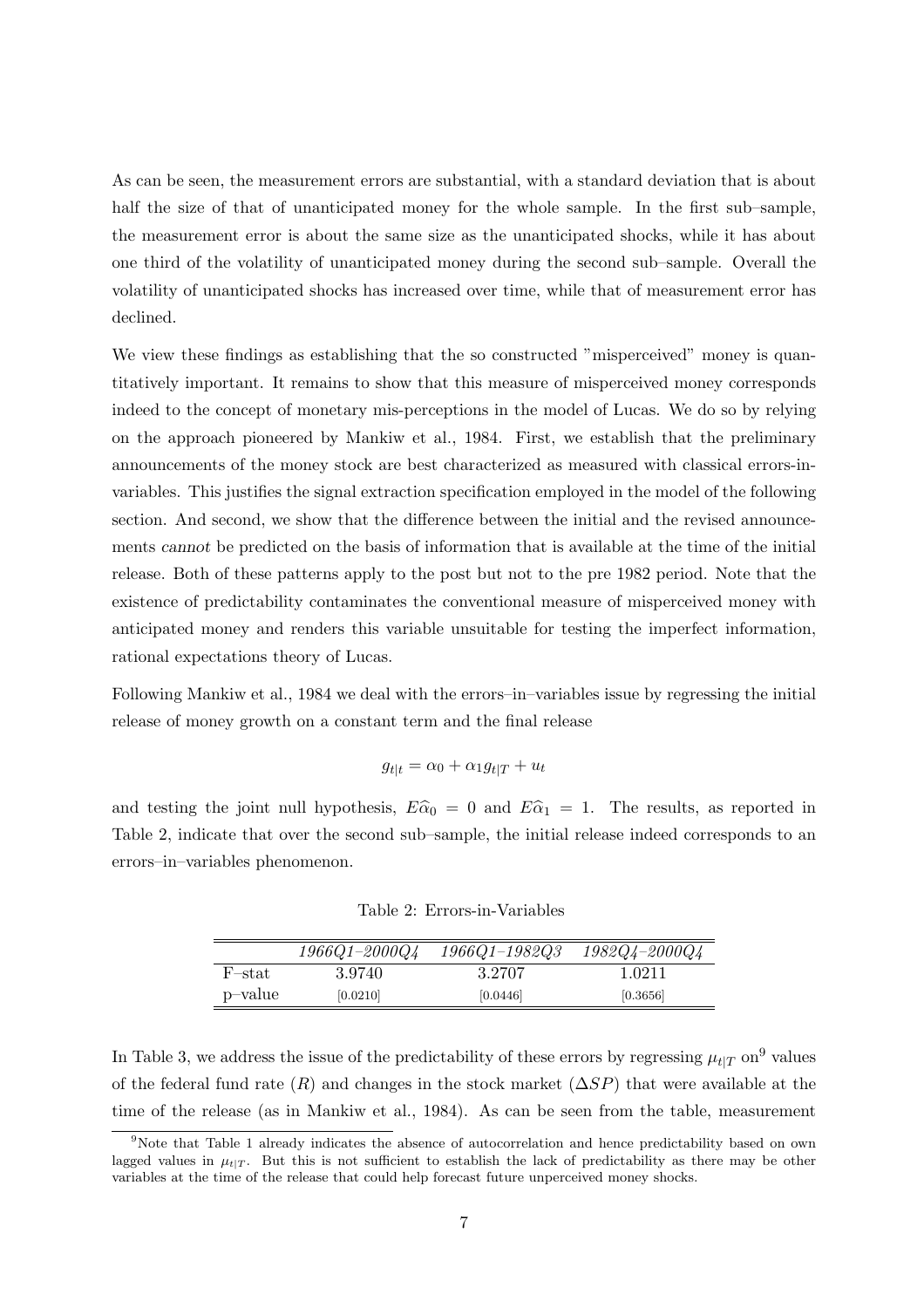As can be seen, the measurement errors are substantial, with a standard deviation that is about half the size of that of unanticipated money for the whole sample. In the first sub–sample, the measurement error is about the same size as the unanticipated shocks, while it has about one third of the volatility of unanticipated money during the second sub–sample. Overall the volatility of unanticipated shocks has increased over time, while that of measurement error has declined.

We view these findings as establishing that the so constructed "misperceived" money is quantitatively important. It remains to show that this measure of misperceived money corresponds indeed to the concept of monetary mis-perceptions in the model of Lucas. We do so by relying on the approach pioneered by Mankiw et al., 1984. First, we establish that the preliminary announcements of the money stock are best characterized as measured with classical errors-in-variables. This justifies the signal extraction specification employed in the model of the following section. And second, we show that the difference between the initial and the revised announcements *cannot* be predicted on the basis of information that is available at the time of the initial release. Both of these patterns apply to the post but not to the pre 1982 period. Note that the existence of predictability contaminates the conventional measure of misperceived money with anticipated money and renders this variable unsuitable for testing the imperfect information, rational expectations theory of Lucas.

Following Mankiw et al., 1984 we deal with the errors–in–variables issue by regressing the initial release of money growth on a constant term and the final release

$$g_{t|t} = \alpha_0 + \alpha_1 g_{t|T} + u_t$$

and testing the joint null hypothesis, $E\widehat{\alpha}_0 = 0$ and $E\widehat{\alpha}_1 = 1$. The results, as reported in Table 2, indicate that over the second sub–sample, the initial release indeed corresponds to an errors–in–variables phenomenon.

Table 2: Errors-in-Variables

| | *1966Q1–2000Q4* | *1966Q1–1982Q3* | *1982Q4–2000Q4* |
|---|---|---|---|
| F–stat | 3.9740 | 3.2707 | 1.0211 |
| p–value | [0.0210] | [0.0446] | [0.3656] |

In Table 3, we address the issue of the predictability of these errors by regressing $\mu_{t|T}$ on[9] values of the federal fund rate ($R$) and changes in the stock market ($\Delta SP$) that were available at the time of the release (as in Mankiw et al., 1984). As can be seen from the table, measurement

[9] Note that Table 1 already indicates the absence of autocorrelation and hence predictability based on own lagged values in $\mu_{t|T}$. But this is not sufficient to establish the lack of predictability as there may be other variables at the time of the release that could help forecast future unperceived money shocks.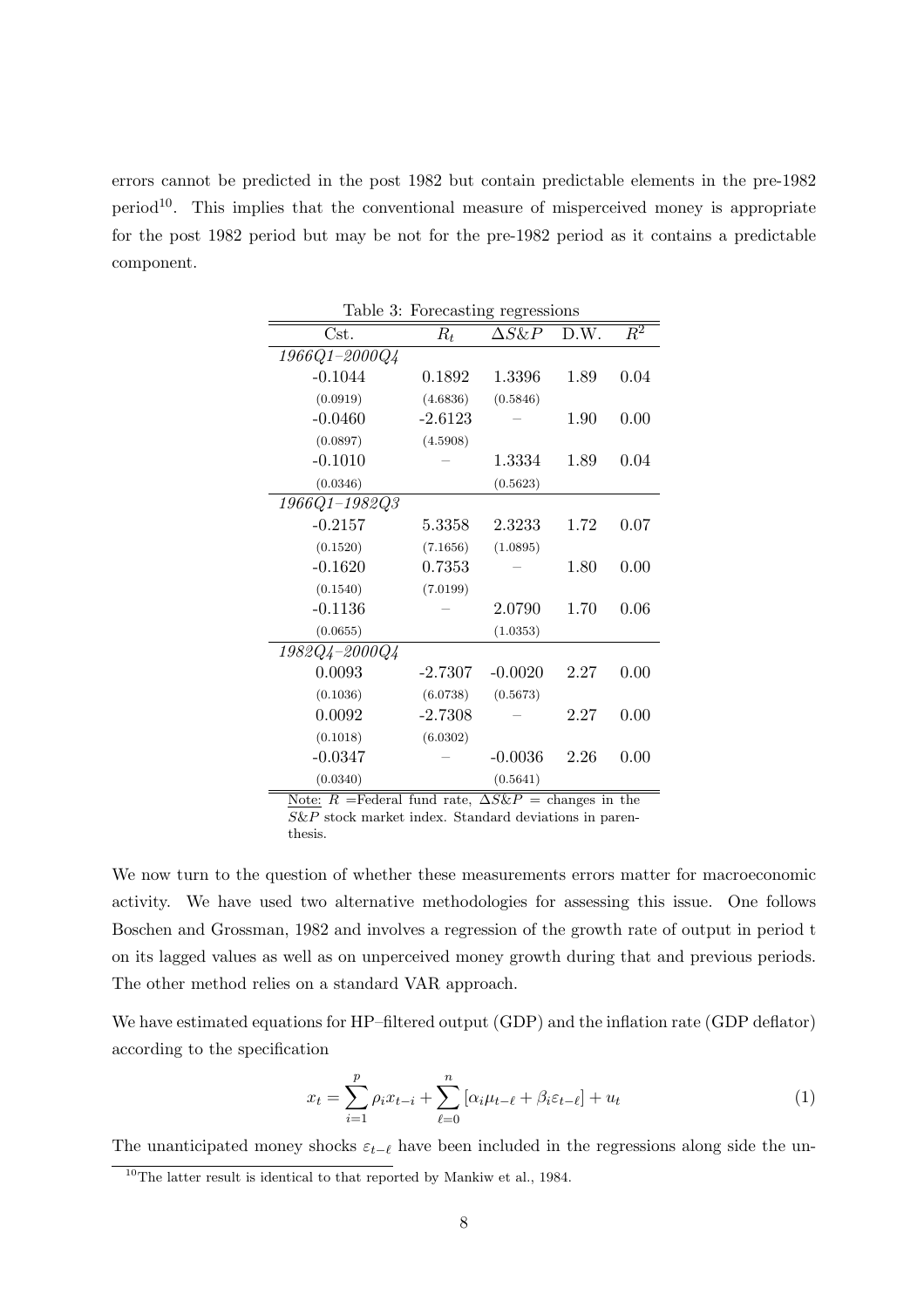errors cannot be predicted in the post 1982 but contain predictable elements in the pre-1982 period[10]. This implies that the conventional measure of misperceived money is appropriate for the post 1982 period but may be not for the pre-1982 period as it contains a predictable component.

Table 3: Forecasting regressions

| Cst. | $R_t$ | $\Delta S\&P$ | D.W. | $R^2$ |
|---|---|---|---|---|
| *1966Q1–2000Q4* | | | | |
| -0.1044 | 0.1892 | 1.3396 | 1.89 | 0.04 |
| (0.0919) | (4.6836) | (0.5846) | | |
| -0.0460 | -2.6123 | – | 1.90 | 0.00 |
| (0.0897) | (4.5908) | | | |
| -0.1010 | – | 1.3334 | 1.89 | 0.04 |
| (0.0346) | | (0.5623) | | |
| *1966Q1–1982Q3* | | | | |
| -0.2157 | 5.3358 | 2.3233 | 1.72 | 0.07 |
| (0.1520) | (7.1656) | (1.0895) | | |
| -0.1620 | 0.7353 | – | 1.80 | 0.00 |
| (0.1540) | (7.0199) | | | |
| -0.1136 | – | 2.0790 | 1.70 | 0.06 |
| (0.0655) | | (1.0353) | | |
| *1982Q4–2000Q4* | | | | |
| 0.0093 | -2.7307 | -0.0020 | 2.27 | 0.00 |
| (0.1036) | (6.0738) | (0.5673) | | |
| 0.0092 | -2.7308 | – | 2.27 | 0.00 |
| (0.1018) | (6.0302) | | | |
| -0.0347 | – | -0.0036 | 2.26 | 0.00 |
| (0.0340) | | (0.5641) | | |

Note: $R$ =Federal fund rate, $\Delta S\&P$ = changes in the $S\&P$ stock market index. Standard deviations in parenthesis.

We now turn to the question of whether these measurements errors matter for macroeconomic activity. We have used two alternative methodologies for assessing this issue. One follows Boschen and Grossman, 1982 and involves a regression of the growth rate of output in period t on its lagged values as well as on unperceived money growth during that and previous periods. The other method relies on a standard VAR approach.

We have estimated equations for HP–filtered output (GDP) and the inflation rate (GDP deflator) according to the specification

$$x_t = \sum_{i=1}^{p} \rho_i x_{t-i} + \sum_{\ell=0}^{n} [\alpha_i \mu_{t-\ell} + \beta_i \varepsilon_{t-\ell}] + u_t \tag{1}$$

The unanticipated money shocks $\varepsilon_{t-\ell}$ have been included in the regressions along side the un-

[10] The latter result is identical to that reported by Mankiw et al., 1984.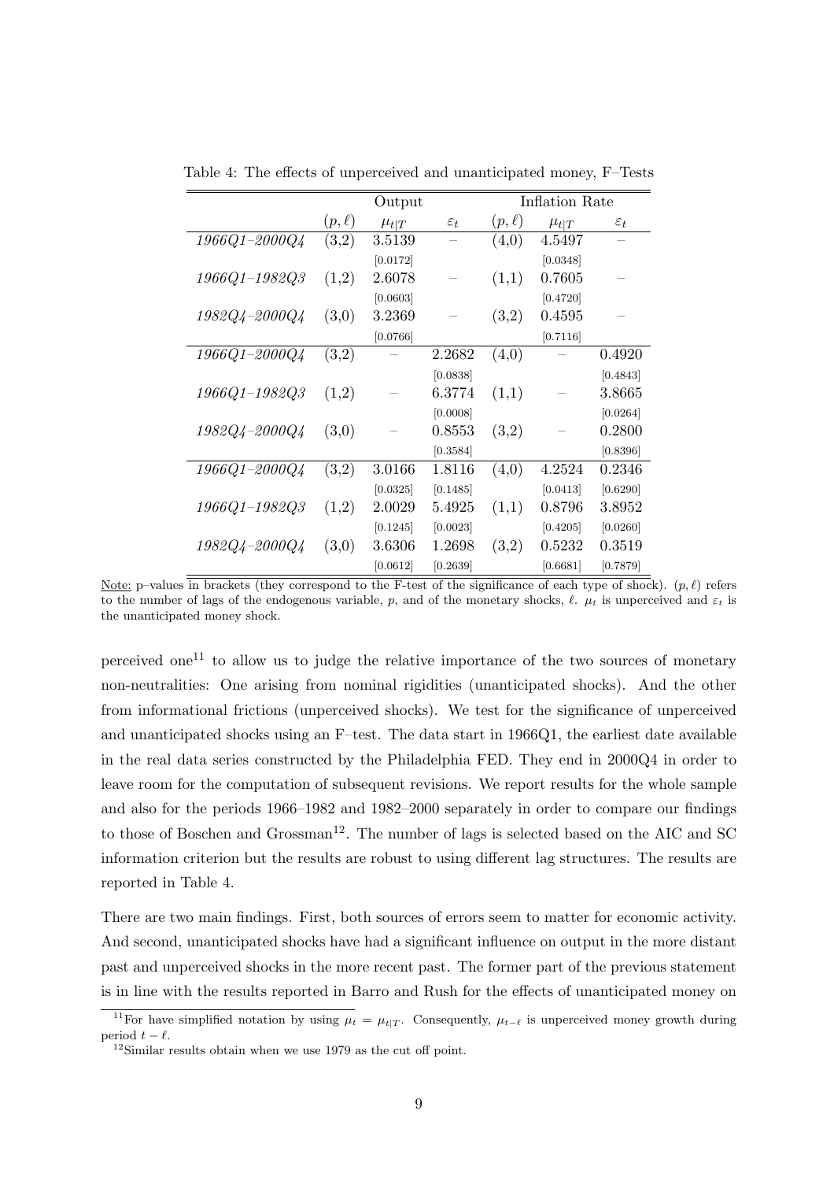Table 4: The effects of unperceived and unanticipated money, F–Tests

| | Output | | | Inflation Rate | | |
|---|---|---|---|---|---|---|
| | $(p,\ell)$ | $\mu_{t\|T}$ | $\varepsilon_t$ | $(p,\ell)$ | $\mu_{t\|T}$ | $\varepsilon_t$ |
| *1966Q1–2000Q4* | (3,2) | 3.5139 | – | (4,0) | 4.5497 | – |
| | | [0.0172] | | | [0.0348] | |
| *1966Q1–1982Q3* | (1,2) | 2.6078 | – | (1,1) | 0.7605 | – |
| | | [0.0603] | | | [0.4720] | |
| *1982Q4–2000Q4* | (3,0) | 3.2369 | – | (3,2) | 0.4595 | – |
| | | [0.0766] | | | [0.7116] | |
| *1966Q1–2000Q4* | (3,2) | – | 2.2682 | (4,0) | – | 0.4920 |
| | | | [0.0838] | | | [0.4843] |
| *1966Q1–1982Q3* | (1,2) | – | 6.3774 | (1,1) | – | 3.8665 |
| | | | [0.0008] | | | [0.0264] |
| *1982Q4–2000Q4* | (3,0) | – | 0.8553 | (3,2) | – | 0.2800 |
| | | | [0.3584] | | | [0.8396] |
| *1966Q1–2000Q4* | (3,2) | 3.0166 | 1.8116 | (4,0) | 4.2524 | 0.2346 |
| | | [0.0325] | [0.1485] | | [0.0413] | [0.6290] |
| *1966Q1–1982Q3* | (1,2) | 2.0029 | 5.4925 | (1,1) | 0.8796 | 3.8952 |
| | | [0.1245] | [0.0023] | | [0.4205] | [0.0260] |
| *1982Q4–2000Q4* | (3,0) | 3.6306 | 1.2698 | (3,2) | 0.5232 | 0.3519 |
| | | [0.0612] | [0.2639] | | [0.6681] | [0.7879] |

Note: p–values in brackets (they correspond to the F-test of the significance of each type of shock). $(p,\ell)$ refers to the number of lags of the endogenous variable, $p$, and of the monetary shocks, $\ell$. $\mu_t$ is unperceived and $\varepsilon_t$ is the unanticipated money shock.

perceived one[11] to allow us to judge the relative importance of the two sources of monetary non-neutralities: One arising from nominal rigidities (unanticipated shocks). And the other from informational frictions (unperceived shocks). We test for the significance of unperceived and unanticipated shocks using an F–test. The data start in 1966Q1, the earliest date available in the real data series constructed by the Philadelphia FED. They end in 2000Q4 in order to leave room for the computation of subsequent revisions. We report results for the whole sample and also for the periods 1966–1982 and 1982–2000 separately in order to compare our findings to those of Boschen and Grossman[12]. The number of lags is selected based on the AIC and SC information criterion but the results are robust to using different lag structures. The results are reported in Table 4.

There are two main findings. First, both sources of errors seem to matter for economic activity. And second, unanticipated shocks have had a significant influence on output in the more distant past and unperceived shocks in the more recent past. The former part of the previous statement is in line with the results reported in Barro and Rush for the effects of unanticipated money on

[11] For have simplified notation by using $\mu_t = \mu_{t|T}$. Consequently, $\mu_{t-\ell}$ is unperceived money growth during period $t-\ell$.

[12] Similar results obtain when we use 1979 as the cut off point.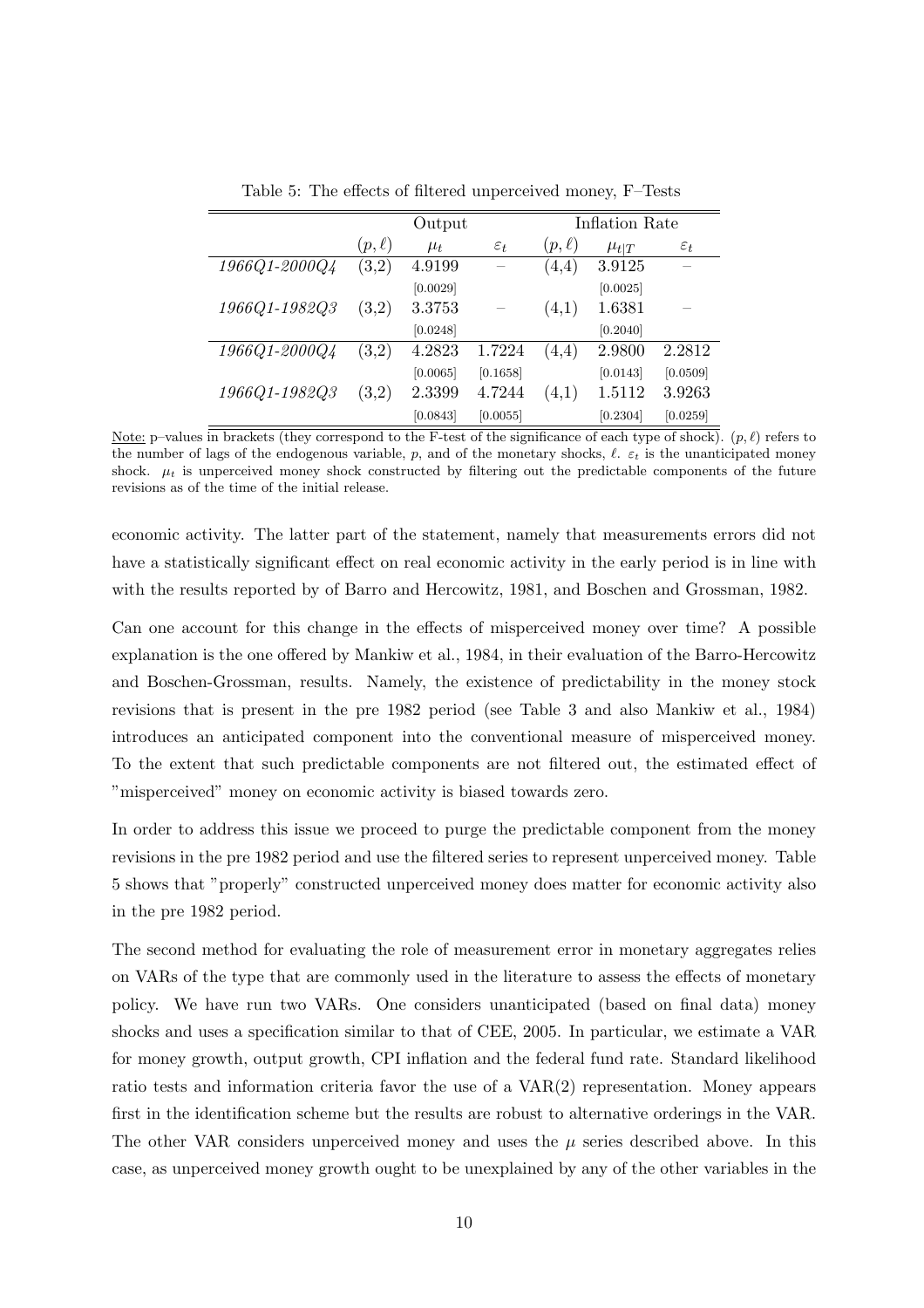Table 5: The effects of filtered unperceived money, F–Tests

| | Output | | | Inflation Rate | | |
|---|---|---|---|---|---|---|
| | $(p,\ell)$ | $\mu_t$ | $\varepsilon_t$ | $(p,\ell)$ | $\mu_{t\|T}$ | $\varepsilon_t$ |
| *1966Q1-2000Q4* | (3,2) | 4.9199 | – | (4,4) | 3.9125 | – |
| | | [0.0029] | | | [0.0025] | |
| *1966Q1-1982Q3* | (3,2) | 3.3753 | – | (4,1) | 1.6381 | – |
| | | [0.0248] | | | [0.2040] | |
| *1966Q1-2000Q4* | (3,2) | 4.2823 | 1.7224 | (4,4) | 2.9800 | 2.2812 |
| | | [0.0065] | [0.1658] | | [0.0143] | [0.0509] |
| *1966Q1-1982Q3* | (3,2) | 2.3399 | 4.7244 | (4,1) | 1.5112 | 3.9263 |
| | | [0.0843] | [0.0055] | | [0.2304] | [0.0259] |

Note: p–values in brackets (they correspond to the F-test of the significance of each type of shock). $(p,\ell)$ refers to the number of lags of the endogenous variable, $p$, and of the monetary shocks, $\ell$. $\varepsilon_t$ is the unanticipated money shock. $\mu_t$ is unperceived money shock constructed by filtering out the predictable components of the future revisions as of the time of the initial release.

economic activity. The latter part of the statement, namely that measurements errors did not have a statistically significant effect on real economic activity in the early period is in line with with the results reported by of Barro and Hercowitz, 1981, and Boschen and Grossman, 1982.

Can one account for this change in the effects of misperceived money over time? A possible explanation is the one offered by Mankiw et al., 1984, in their evaluation of the Barro-Hercowitz and Boschen-Grossman, results. Namely, the existence of predictability in the money stock revisions that is present in the pre 1982 period (see Table 3 and also Mankiw et al., 1984) introduces an anticipated component into the conventional measure of misperceived money. To the extent that such predictable components are not filtered out, the estimated effect of "misperceived" money on economic activity is biased towards zero.

In order to address this issue we proceed to purge the predictable component from the money revisions in the pre 1982 period and use the filtered series to represent unperceived money. Table 5 shows that "properly" constructed unperceived money does matter for economic activity also in the pre 1982 period.

The second method for evaluating the role of measurement error in monetary aggregates relies on VARs of the type that are commonly used in the literature to assess the effects of monetary policy. We have run two VARs. One considers unanticipated (based on final data) money shocks and uses a specification similar to that of CEE, 2005. In particular, we estimate a VAR for money growth, output growth, CPI inflation and the federal fund rate. Standard likelihood ratio tests and information criteria favor the use of a VAR(2) representation. Money appears first in the identification scheme but the results are robust to alternative orderings in the VAR. The other VAR considers unperceived money and uses the $\mu$ series described above. In this case, as unperceived money growth ought to be unexplained by any of the other variables in the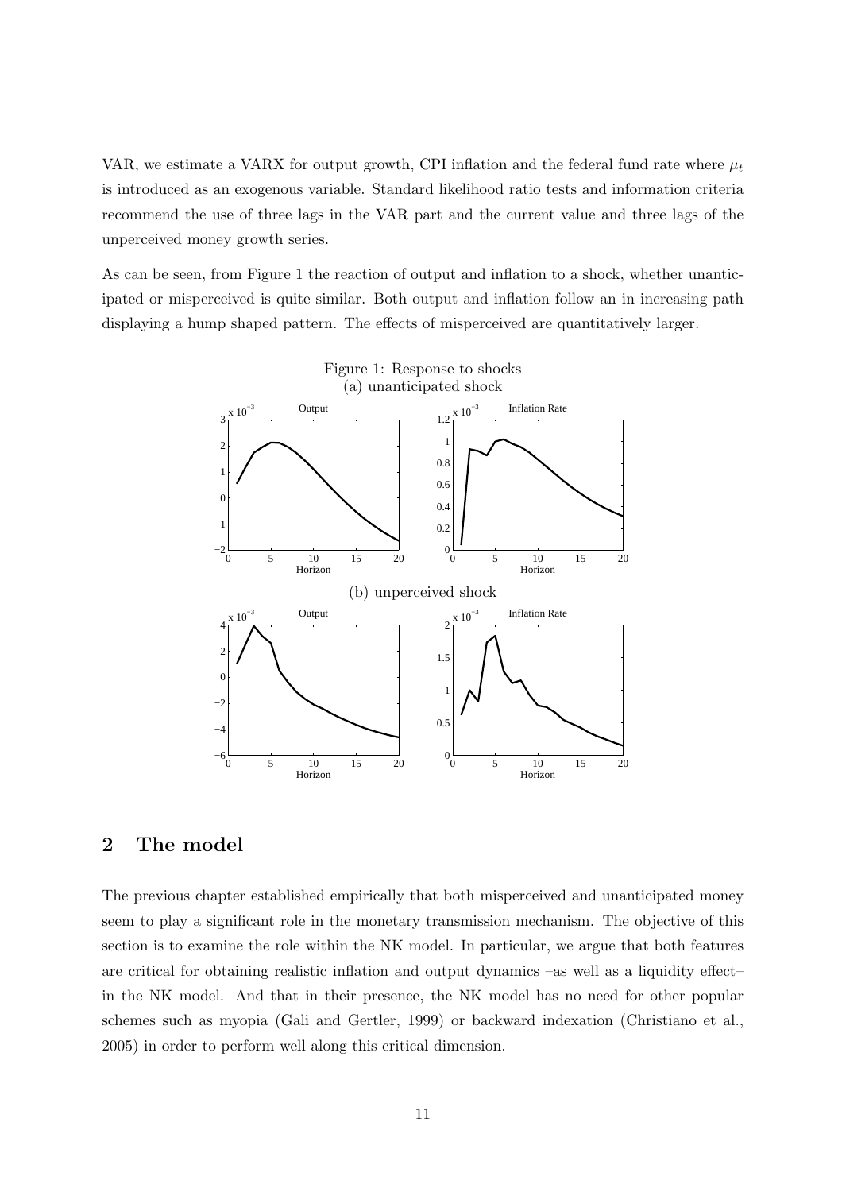VAR, we estimate a VARX for output growth, CPI inflation and the federal fund rate where $\mu_t$ is introduced as an exogenous variable. Standard likelihood ratio tests and information criteria recommend the use of three lags in the VAR part and the current value and three lags of the unperceived money growth series.

As can be seen, from Figure 1 the reaction of output and inflation to a shock, whether unanticipated or misperceived is quite similar. Both output and inflation follow an in increasing path displaying a hump shaped pattern. The effects of misperceived are quantitatively larger.

Figure 1: Response to shocks
(a) unanticipated shock

(b) unperceived shock

## 2 The model

The previous chapter established empirically that both misperceived and unanticipated money seem to play a significant role in the monetary transmission mechanism. The objective of this section is to examine the role within the NK model. In particular, we argue that both features are critical for obtaining realistic inflation and output dynamics –as well as a liquidity effect– in the NK model. And that in their presence, the NK model has no need for other popular schemes such as myopia (Gali and Gertler, 1999) or backward indexation (Christiano et al., 2005) in order to perform well along this critical dimension.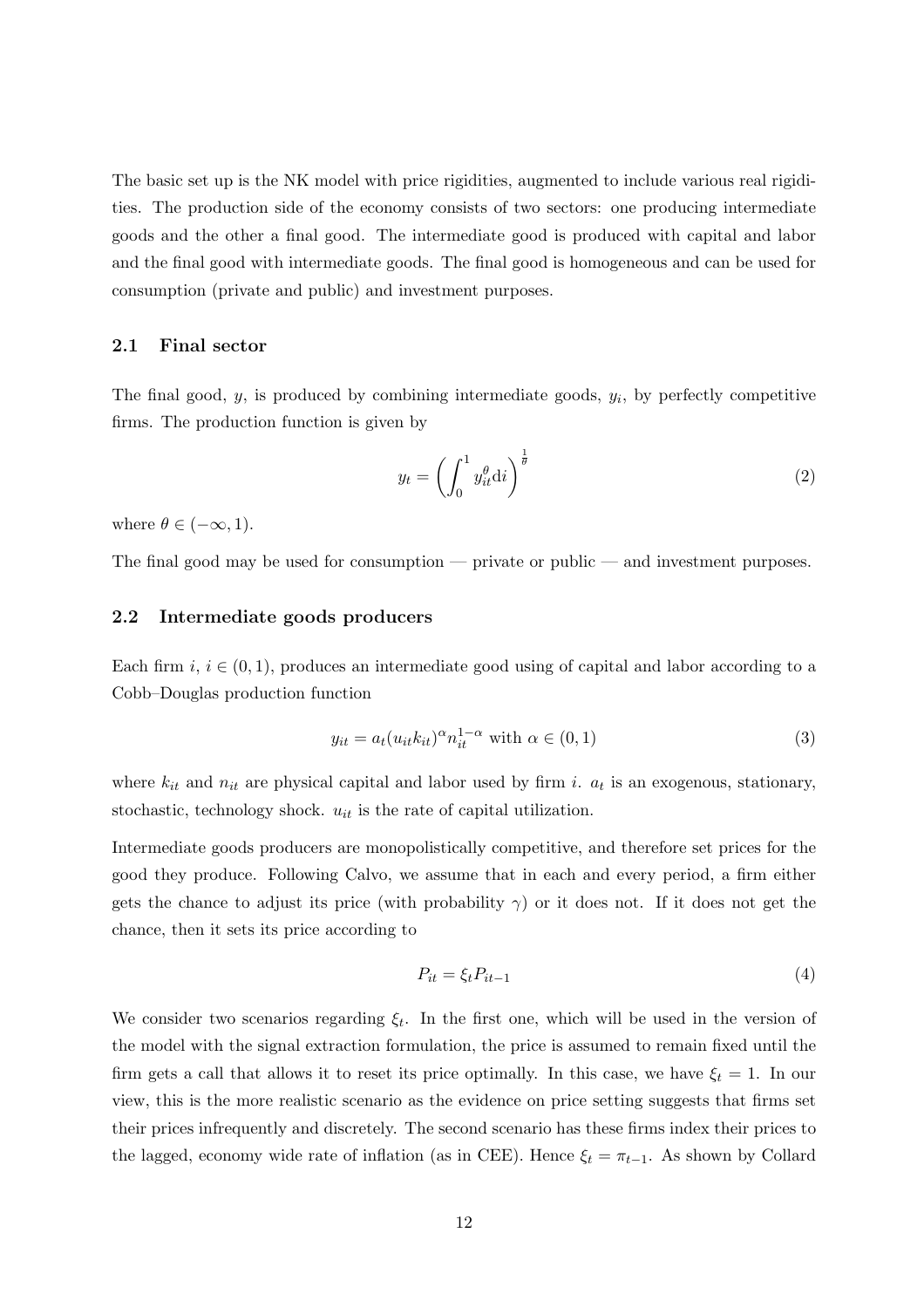The basic set up is the NK model with price rigidities, augmented to include various real rigidities. The production side of the economy consists of two sectors: one producing intermediate goods and the other a final good. The intermediate good is produced with capital and labor and the final good with intermediate goods. The final good is homogeneous and can be used for consumption (private and public) and investment purposes.

### 2.1 Final sector

The final good, $y$, is produced by combining intermediate goods, $y_i$, by perfectly competitive firms. The production function is given by

$$y_t = \left( \int_0^1 y_{it}^{\theta} \mathrm{d}i \right)^{\frac{1}{\theta}} \tag{2}$$

where $\theta \in (-\infty, 1)$.

The final good may be used for consumption — private or public — and investment purposes.

### 2.2 Intermediate goods producers

Each firm $i$, $i \in (0,1)$, produces an intermediate good using of capital and labor according to a Cobb–Douglas production function

$$y_{it} = a_t (u_{it} k_{it})^{\alpha} n_{it}^{1-\alpha} \text{ with } \alpha \in (0,1) \tag{3}$$

where $k_{it}$ and $n_{it}$ are physical capital and labor used by firm $i$. $a_t$ is an exogenous, stationary, stochastic, technology shock. $u_{it}$ is the rate of capital utilization.

Intermediate goods producers are monopolistically competitive, and therefore set prices for the good they produce. Following Calvo, we assume that in each and every period, a firm either gets the chance to adjust its price (with probability $\gamma$) or it does not. If it does not get the chance, then it sets its price according to

$$P_{it} = \xi_t P_{it-1} \tag{4}$$

We consider two scenarios regarding $\xi_t$. In the first one, which will be used in the version of the model with the signal extraction formulation, the price is assumed to remain fixed until the firm gets a call that allows it to reset its price optimally. In this case, we have $\xi_t = 1$. In our view, this is the more realistic scenario as the evidence on price setting suggests that firms set their prices infrequently and discretely. The second scenario has these firms index their prices to the lagged, economy wide rate of inflation (as in CEE). Hence $\xi_t = \pi_{t-1}$. As shown by Collard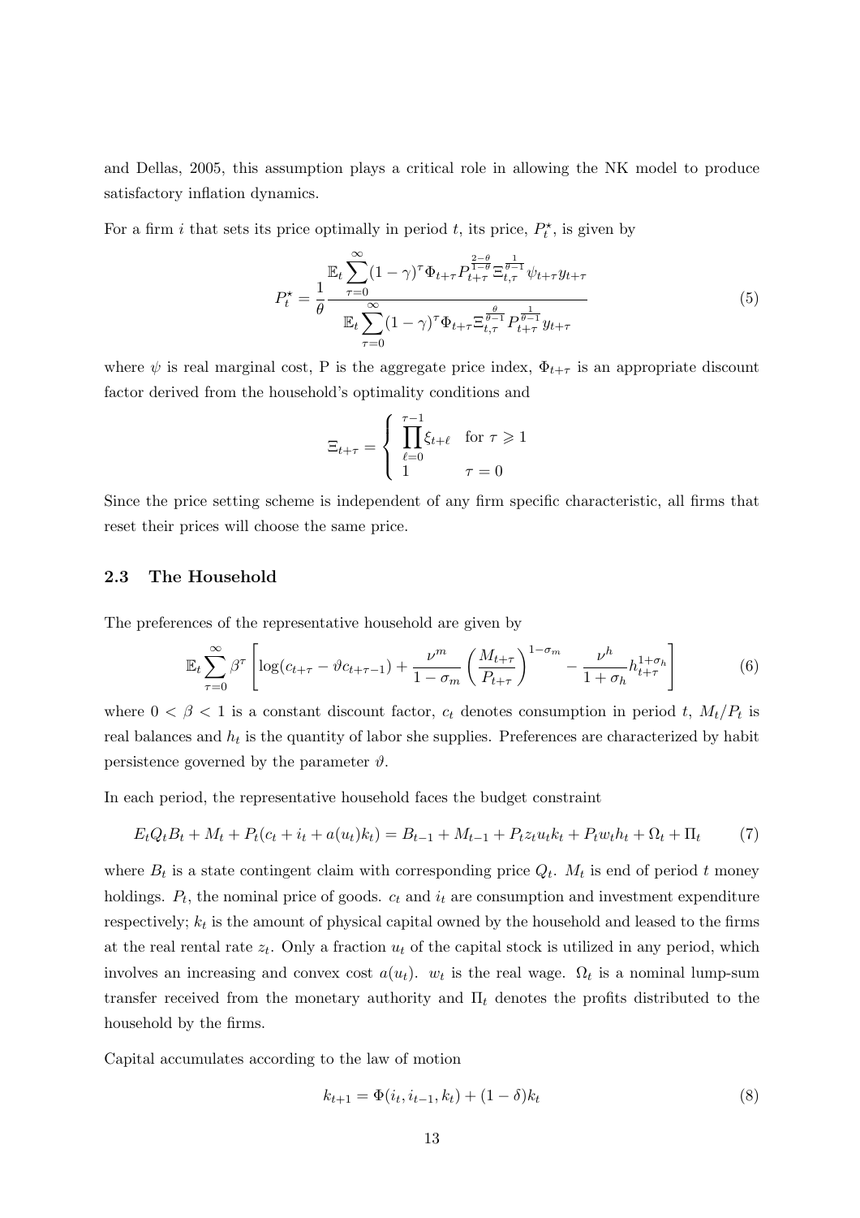and Dellas, 2005, this assumption plays a critical role in allowing the NK model to produce satisfactory inflation dynamics.

For a firm $i$ that sets its price optimally in period $t$, its price, $P_t^\star$, is given by

$$
P_t^\star = \frac{1}{\theta} \frac{\mathbb{E}_t \displaystyle\sum_{\tau=0}^{\infty} (1-\gamma)^\tau \Phi_{t+\tau} P_{t+\tau}^{\frac{2-\theta}{1-\theta}} \Xi_{t,\tau}^{\frac{1}{\theta-1}} \psi_{t+\tau} y_{t+\tau}}{\mathbb{E}_t \displaystyle\sum_{\tau=0}^{\infty} (1-\gamma)^\tau \Phi_{t+\tau} \Xi_{t,\tau}^{\frac{\theta}{\theta-1}} P_{t+\tau}^{\frac{1}{\theta-1}} y_{t+\tau}} \tag{5}
$$

where $\psi$ is real marginal cost, P is the aggregate price index, $\Phi_{t+\tau}$ is an appropriate discount factor derived from the household's optimality conditions and

$$
\Xi_{t+\tau} = \begin{cases} \displaystyle\prod_{\ell=0}^{\tau-1} \xi_{t+\ell} & \text{for } \tau \geqslant 1 \\ 1 & \tau = 0 \end{cases}
$$

Since the price setting scheme is independent of any firm specific characteristic, all firms that reset their prices will choose the same price.

### 2.3 The Household

The preferences of the representative household are given by

$$
\mathbb{E}_t \sum_{\tau=0}^{\infty} \beta^\tau \left[ \log(c_{t+\tau} - \vartheta c_{t+\tau-1}) + \frac{\nu^m}{1-\sigma_m} \left( \frac{M_{t+\tau}}{P_{t+\tau}} \right)^{1-\sigma_m} - \frac{\nu^h}{1+\sigma_h} h_{t+\tau}^{1+\sigma_h} \right] \tag{6}
$$

where $0 < \beta < 1$ is a constant discount factor, $c_t$ denotes consumption in period $t$, $M_t/P_t$ is real balances and $h_t$ is the quantity of labor she supplies. Preferences are characterized by habit persistence governed by the parameter $\vartheta$.

In each period, the representative household faces the budget constraint

$$
E_t Q_t B_t + M_t + P_t(c_t + i_t + a(u_t)k_t) = B_{t-1} + M_{t-1} + P_t z_t u_t k_t + P_t w_t h_t + \Omega_t + \Pi_t \tag{7}
$$

where $B_t$ is a state contingent claim with corresponding price $Q_t$. $M_t$ is end of period $t$ money holdings. $P_t$, the nominal price of goods. $c_t$ and $i_t$ are consumption and investment expenditure respectively; $k_t$ is the amount of physical capital owned by the household and leased to the firms at the real rental rate $z_t$. Only a fraction $u_t$ of the capital stock is utilized in any period, which involves an increasing and convex cost $a(u_t)$. $w_t$ is the real wage. $\Omega_t$ is a nominal lump-sum transfer received from the monetary authority and $\Pi_t$ denotes the profits distributed to the household by the firms.

Capital accumulates according to the law of motion

$$
k_{t+1} = \Phi(i_t, i_{t-1}, k_t) + (1-\delta)k_t \tag{8}
$$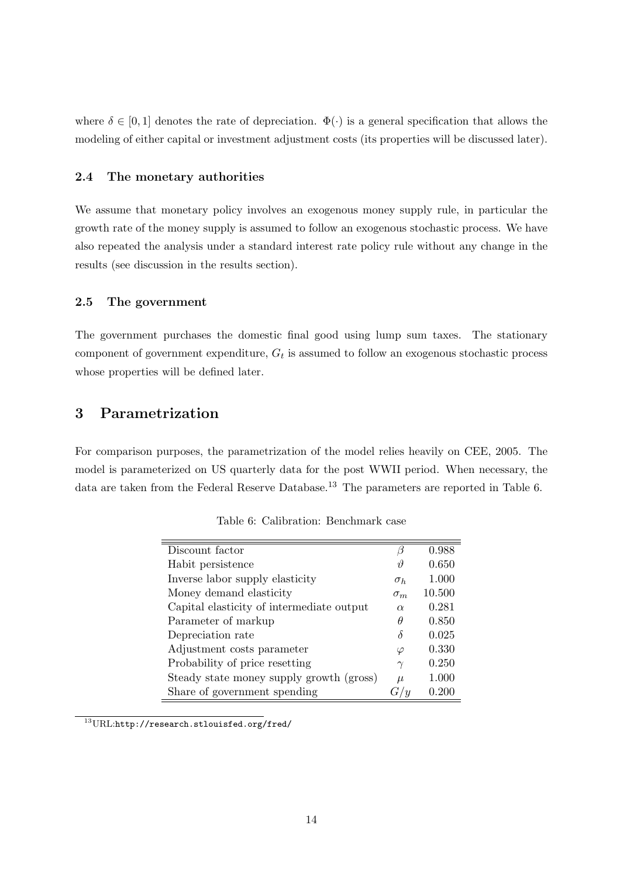where $\delta \in [0, 1]$ denotes the rate of depreciation. $\Phi(\cdot)$ is a general specification that allows the modeling of either capital or investment adjustment costs (its properties will be discussed later).

### 2.4 The monetary authorities

We assume that monetary policy involves an exogenous money supply rule, in particular the growth rate of the money supply is assumed to follow an exogenous stochastic process. We have also repeated the analysis under a standard interest rate policy rule without any change in the results (see discussion in the results section).

### 2.5 The government

The government purchases the domestic final good using lump sum taxes. The stationary component of government expenditure, $G_t$ is assumed to follow an exogenous stochastic process whose properties will be defined later.

## 3 Parametrization

For comparison purposes, the parametrization of the model relies heavily on CEE, 2005. The model is parameterized on US quarterly data for the post WWII period. When necessary, the data are taken from the Federal Reserve Database.[13] The parameters are reported in Table 6.

Table 6: Calibration: Benchmark case

| | | |
|---|---|---|
| Discount factor | $\beta$ | 0.988 |
| Habit persistence | $\vartheta$ | 0.650 |
| Inverse labor supply elasticity | $\sigma_h$ | 1.000 |
| Money demand elasticity | $\sigma_m$ | 10.500 |
| Capital elasticity of intermediate output | $\alpha$ | 0.281 |
| Parameter of markup | $\theta$ | 0.850 |
| Depreciation rate | $\delta$ | 0.025 |
| Adjustment costs parameter | $\varphi$ | 0.330 |
| Probability of price resetting | $\gamma$ | 0.250 |
| Steady state money supply growth (gross) | $\mu$ | 1.000 |
| Share of government spending | $G/y$ | 0.200 |

[13] URL: http://research.stlouisfed.org/fred/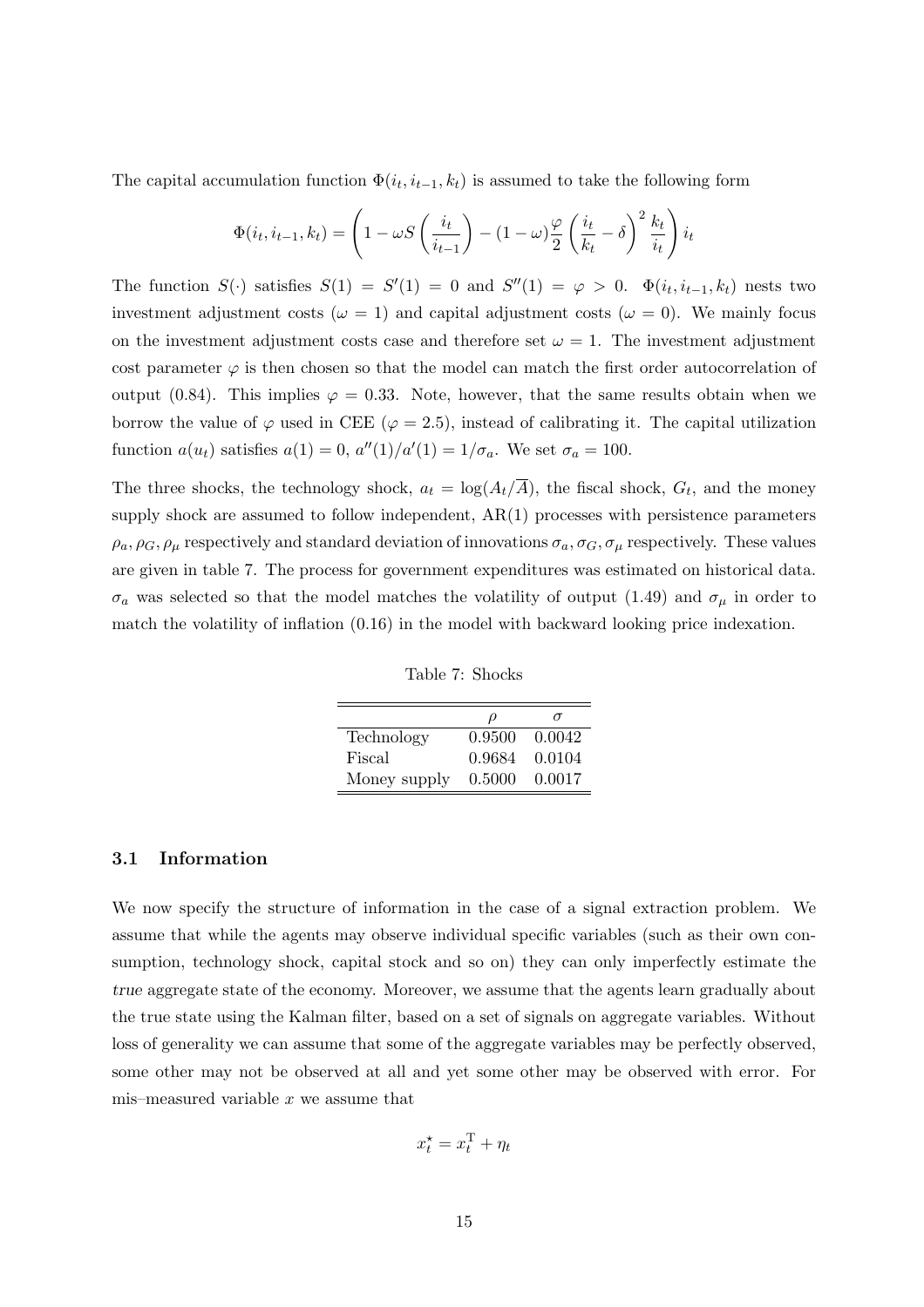The capital accumulation function $\Phi(i_t, i_{t-1}, k_t)$ is assumed to take the following form

$$\Phi(i_t, i_{t-1}, k_t) = \left(1 - \omega S\left(\frac{i_t}{i_{t-1}}\right) - (1-\omega)\frac{\varphi}{2}\left(\frac{i_t}{k_t} - \delta\right)^2 \frac{k_t}{i_t}\right) i_t$$

The function $S(\cdot)$ satisfies $S(1) = S'(1) = 0$ and $S''(1) = \varphi > 0$. $\Phi(i_t, i_{t-1}, k_t)$ nests two investment adjustment costs ($\omega = 1$) and capital adjustment costs ($\omega = 0$). We mainly focus on the investment adjustment costs case and therefore set $\omega = 1$. The investment adjustment cost parameter $\varphi$ is then chosen so that the model can match the first order autocorrelation of output (0.84). This implies $\varphi = 0.33$. Note, however, that the same results obtain when we borrow the value of $\varphi$ used in CEE ($\varphi = 2.5$), instead of calibrating it. The capital utilization function $a(u_t)$ satisfies $a(1) = 0$, $a''(1)/a'(1) = 1/\sigma_a$. We set $\sigma_a = 100$.

The three shocks, the technology shock, $a_t = \log(A_t/\overline{A})$, the fiscal shock, $G_t$, and the money supply shock are assumed to follow independent, AR(1) processes with persistence parameters $\rho_a, \rho_G, \rho_\mu$ respectively and standard deviation of innovations $\sigma_a, \sigma_G, \sigma_\mu$ respectively. These values are given in table 7. The process for government expenditures was estimated on historical data. $\sigma_a$ was selected so that the model matches the volatility of output (1.49) and $\sigma_\mu$ in order to match the volatility of inflation (0.16) in the model with backward looking price indexation.

Table 7: Shocks

| | $\rho$ | $\sigma$ |
|---|---|---|
| Technology | 0.9500 | 0.0042 |
| Fiscal | 0.9684 | 0.0104 |
| Money supply | 0.5000 | 0.0017 |

### 3.1 Information

We now specify the structure of information in the case of a signal extraction problem. We assume that while the agents may observe individual specific variables (such as their own consumption, technology shock, capital stock and so on) they can only imperfectly estimate the *true* aggregate state of the economy. Moreover, we assume that the agents learn gradually about the true state using the Kalman filter, based on a set of signals on aggregate variables. Without loss of generality we can assume that some of the aggregate variables may be perfectly observed, some other may not be observed at all and yet some other may be observed with error. For mis–measured variable $x$ we assume that

$$x_t^\star = x_t^{\mathrm{T}} + \eta_t$$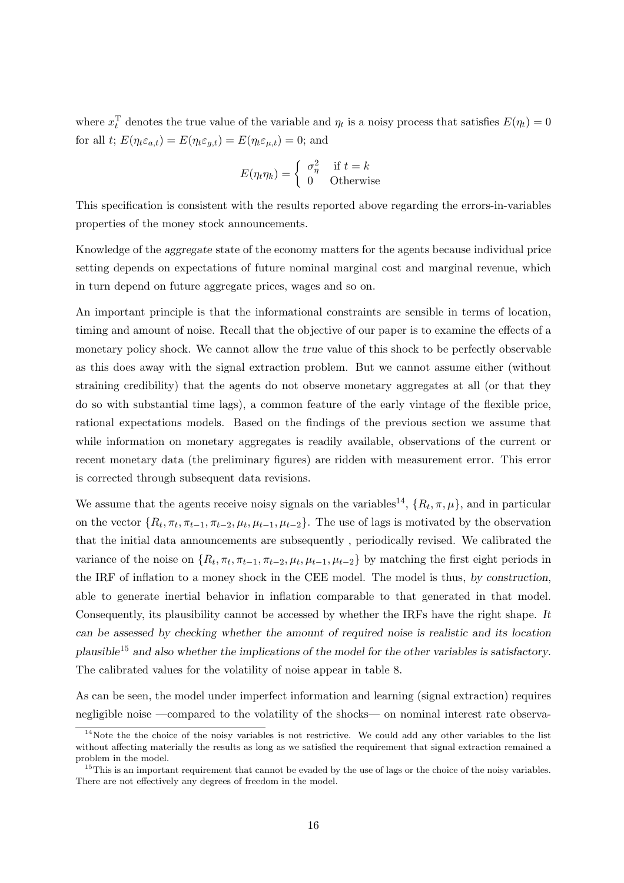where $x_t^{\mathrm{T}}$ denotes the true value of the variable and $\eta_t$ is a noisy process that satisfies $E(\eta_t) = 0$ for all $t$; $E(\eta_t \varepsilon_{a,t}) = E(\eta_t \varepsilon_{g,t}) = E(\eta_t \varepsilon_{\mu,t}) = 0$; and

$$E(\eta_t \eta_k) = \begin{cases} \sigma_\eta^2 & \text{if } t = k \\ 0 & \text{Otherwise} \end{cases}$$

This specification is consistent with the results reported above regarding the errors-in-variables properties of the money stock announcements.

Knowledge of the *aggregate* state of the economy matters for the agents because individual price setting depends on expectations of future nominal marginal cost and marginal revenue, which in turn depend on future aggregate prices, wages and so on.

An important principle is that the informational constraints are sensible in terms of location, timing and amount of noise. Recall that the objective of our paper is to examine the effects of a monetary policy shock. We cannot allow the *true* value of this shock to be perfectly observable as this does away with the signal extraction problem. But we cannot assume either (without straining credibility) that the agents do not observe monetary aggregates at all (or that they do so with substantial time lags), a common feature of the early vintage of the flexible price, rational expectations models. Based on the findings of the previous section we assume that while information on monetary aggregates is readily available, observations of the current or recent monetary data (the preliminary figures) are ridden with measurement error. This error is corrected through subsequent data revisions.

We assume that the agents receive noisy signals on the variables[14], $\{R_t, \pi, \mu\}$, and in particular on the vector $\{R_t, \pi_t, \pi_{t-1}, \pi_{t-2}, \mu_t, \mu_{t-1}, \mu_{t-2}\}$. The use of lags is motivated by the observation that the initial data announcements are subsequently , periodically revised. We calibrated the variance of the noise on $\{R_t, \pi_t, \pi_{t-1}, \pi_{t-2}, \mu_t, \mu_{t-1}, \mu_{t-2}\}$ by matching the first eight periods in the IRF of inflation to a money shock in the CEE model. The model is thus, *by construction*, able to generate inertial behavior in inflation comparable to that generated in that model. Consequently, its plausibility cannot be accessed by whether the IRFs have the right shape. *It can be assessed by checking whether the amount of required noise is realistic and its location plausible*[15] *and also whether the implications of the model for the other variables is satisfactory.* The calibrated values for the volatility of noise appear in table 8.

As can be seen, the model under imperfect information and learning (signal extraction) requires negligible noise —compared to the volatility of the shocks— on nominal interest rate observa-

[14] Note the the choice of the noisy variables is not restrictive. We could add any other variables to the list without affecting materially the results as long as we satisfied the requirement that signal extraction remained a problem in the model.

[15] This is an important requirement that cannot be evaded by the use of lags or the choice of the noisy variables. There are not effectively any degrees of freedom in the model.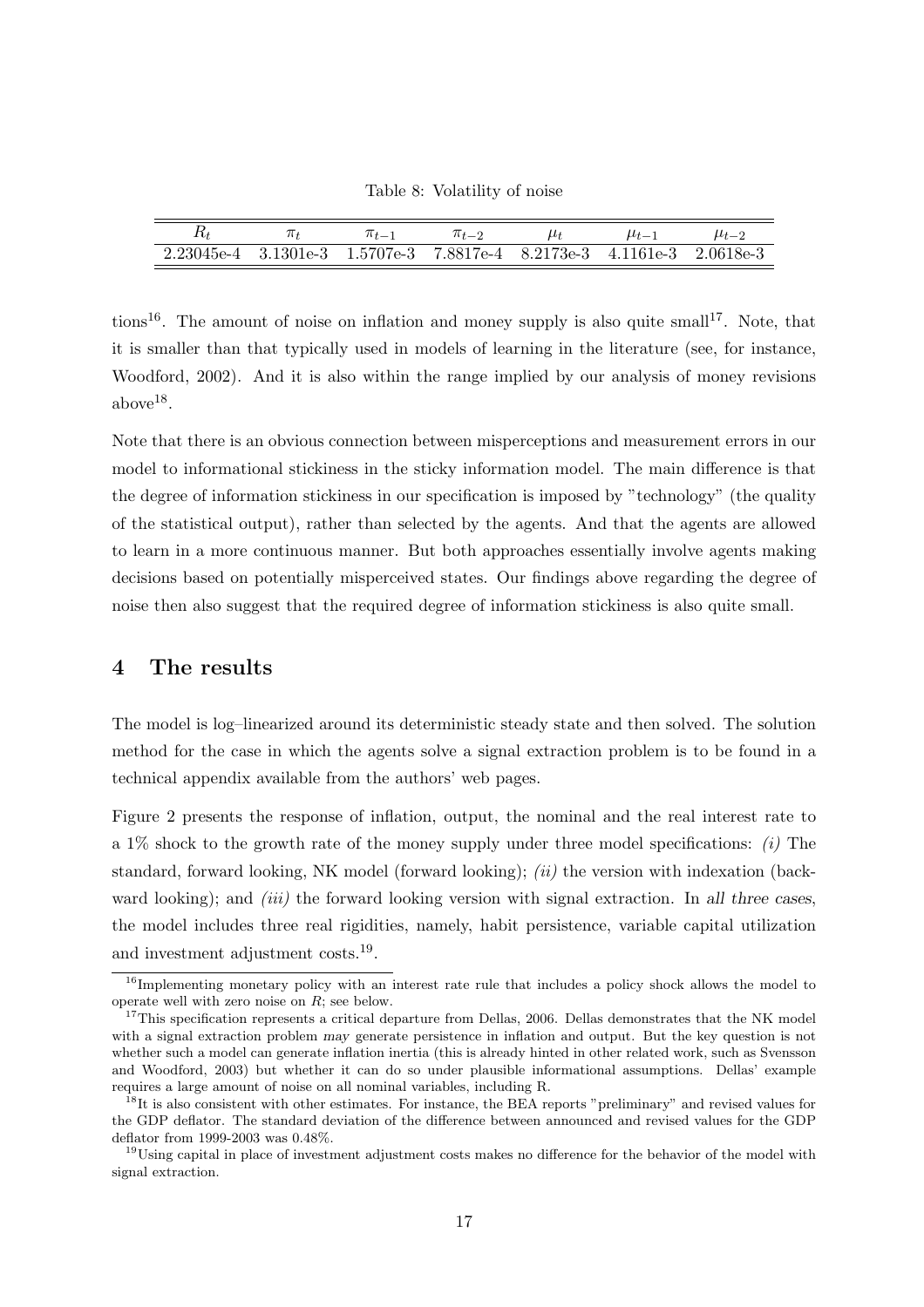Table 8: Volatility of noise

| $R_t$ | $\pi_t$ | $\pi_{t-1}$ | $\pi_{t-2}$ | $\mu_t$ | $\mu_{t-1}$ | $\mu_{t-2}$ |
|---|---|---|---|---|---|---|
| 2.23045e-4 | 3.1301e-3 | 1.5707e-3 | 7.8817e-4 | 8.2173e-3 | 4.1161e-3 | 2.0618e-3 |

tions[16]. The amount of noise on inflation and money supply is also quite small[17]. Note, that it is smaller than that typically used in models of learning in the literature (see, for instance, Woodford, 2002). And it is also within the range implied by our analysis of money revisions above[18].

Note that there is an obvious connection between misperceptions and measurement errors in our model to informational stickiness in the sticky information model. The main difference is that the degree of information stickiness in our specification is imposed by "technology" (the quality of the statistical output), rather than selected by the agents. And that the agents are allowed to learn in a more continuous manner. But both approaches essentially involve agents making decisions based on potentially misperceived states. Our findings above regarding the degree of noise then also suggest that the required degree of information stickiness is also quite small.

## 4 The results

The model is log–linearized around its deterministic steady state and then solved. The solution method for the case in which the agents solve a signal extraction problem is to be found in a technical appendix available from the authors' web pages.

Figure 2 presents the response of inflation, output, the nominal and the real interest rate to a 1% shock to the growth rate of the money supply under three model specifications: *(i)* The standard, forward looking, NK model (forward looking); *(ii)* the version with indexation (backward looking); and *(iii)* the forward looking version with signal extraction. In *all three cases*, the model includes three real rigidities, namely, habit persistence, variable capital utilization and investment adjustment costs.[19].

[16] Implementing monetary policy with an interest rate rule that includes a policy shock allows the model to operate well with zero noise on $R$; see below.

[17] This specification represents a critical departure from Dellas, 2006. Dellas demonstrates that the NK model with a signal extraction problem *may* generate persistence in inflation and output. But the key question is not whether such a model can generate inflation inertia (this is already hinted in other related work, such as Svensson and Woodford, 2003) but whether it can do so under plausible informational assumptions. Dellas' example requires a large amount of noise on all nominal variables, including R.

[18] It is also consistent with other estimates. For instance, the BEA reports "preliminary" and revised values for the GDP deflator. The standard deviation of the difference between announced and revised values for the GDP deflator from 1999-2003 was 0.48%.

[19] Using capital in place of investment adjustment costs makes no difference for the behavior of the model with signal extraction.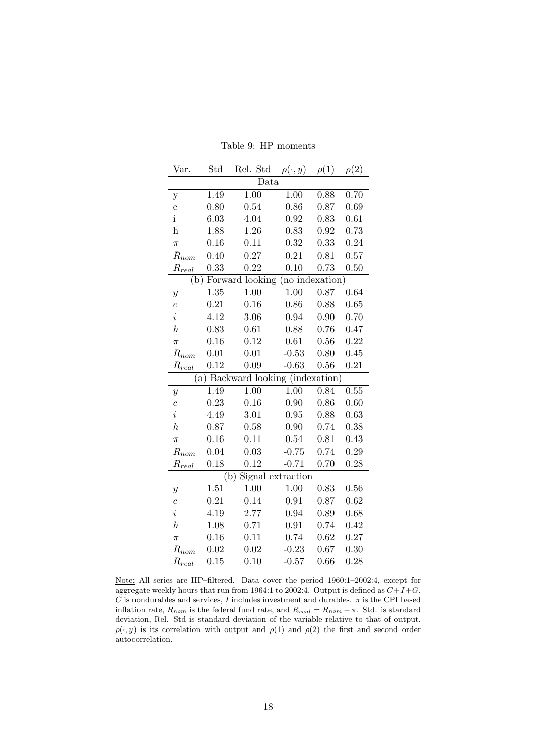Table 9: HP moments

| Var. | Std | Rel. Std | $\rho(\cdot, y)$ | $\rho(1)$ | $\rho(2)$ |
|---|---|---|---|---|---|
| | | Data | | | |
| y | 1.49 | 1.00 | 1.00 | 0.88 | 0.70 |
| c | 0.80 | 0.54 | 0.86 | 0.87 | 0.69 |
| i | 6.03 | 4.04 | 0.92 | 0.83 | 0.61 |
| h | 1.88 | 1.26 | 0.83 | 0.92 | 0.73 |
| $\pi$ | 0.16 | 0.11 | 0.32 | 0.33 | 0.24 |
| $R_{nom}$ | 0.40 | 0.27 | 0.21 | 0.81 | 0.57 |
| $R_{real}$ | 0.33 | 0.22 | 0.10 | 0.73 | 0.50 |
| | (b) Forward looking (no indexation) | | | | |
| $y$ | 1.35 | 1.00 | 1.00 | 0.87 | 0.64 |
| $c$ | 0.21 | 0.16 | 0.86 | 0.88 | 0.65 |
| $i$ | 4.12 | 3.06 | 0.94 | 0.90 | 0.70 |
| $h$ | 0.83 | 0.61 | 0.88 | 0.76 | 0.47 |
| $\pi$ | 0.16 | 0.12 | 0.61 | 0.56 | 0.22 |
| $R_{nom}$ | 0.01 | 0.01 | -0.53 | 0.80 | 0.45 |
| $R_{real}$ | 0.12 | 0.09 | -0.63 | 0.56 | 0.21 |
| | (a) Backward looking (indexation) | | | | |
| $y$ | 1.49 | 1.00 | 1.00 | 0.84 | 0.55 |
| $c$ | 0.23 | 0.16 | 0.90 | 0.86 | 0.60 |
| $i$ | 4.49 | 3.01 | 0.95 | 0.88 | 0.63 |
| $h$ | 0.87 | 0.58 | 0.90 | 0.74 | 0.38 |
| $\pi$ | 0.16 | 0.11 | 0.54 | 0.81 | 0.43 |
| $R_{nom}$ | 0.04 | 0.03 | -0.75 | 0.74 | 0.29 |
| $R_{real}$ | 0.18 | 0.12 | -0.71 | 0.70 | 0.28 |
| | (b) Signal extraction | | | | |
| $y$ | 1.51 | 1.00 | 1.00 | 0.83 | 0.56 |
| $c$ | 0.21 | 0.14 | 0.91 | 0.87 | 0.62 |
| $i$ | 4.19 | 2.77 | 0.94 | 0.89 | 0.68 |
| $h$ | 1.08 | 0.71 | 0.91 | 0.74 | 0.42 |
| $\pi$ | 0.16 | 0.11 | 0.74 | 0.62 | 0.27 |
| $R_{nom}$ | 0.02 | 0.02 | -0.23 | 0.67 | 0.30 |
| $R_{real}$ | 0.15 | 0.10 | -0.57 | 0.66 | 0.28 |

Note: All series are HP–filtered. Data cover the period 1960:1–2002:4, except for aggregate weekly hours that run from 1964:1 to 2002:4. Output is defined as $C+I+G$. $C$ is nondurables and services, $I$ includes investment and durables. $\pi$ is the CPI based inflation rate, $R_{nom}$ is the federal fund rate, and $R_{real} = R_{nom} - \pi$. Std. is standard deviation, Rel. Std is standard deviation of the variable relative to that of output, $\rho(\cdot, y)$ is its correlation with output and $\rho(1)$ and $\rho(2)$ the first and second order autocorrelation.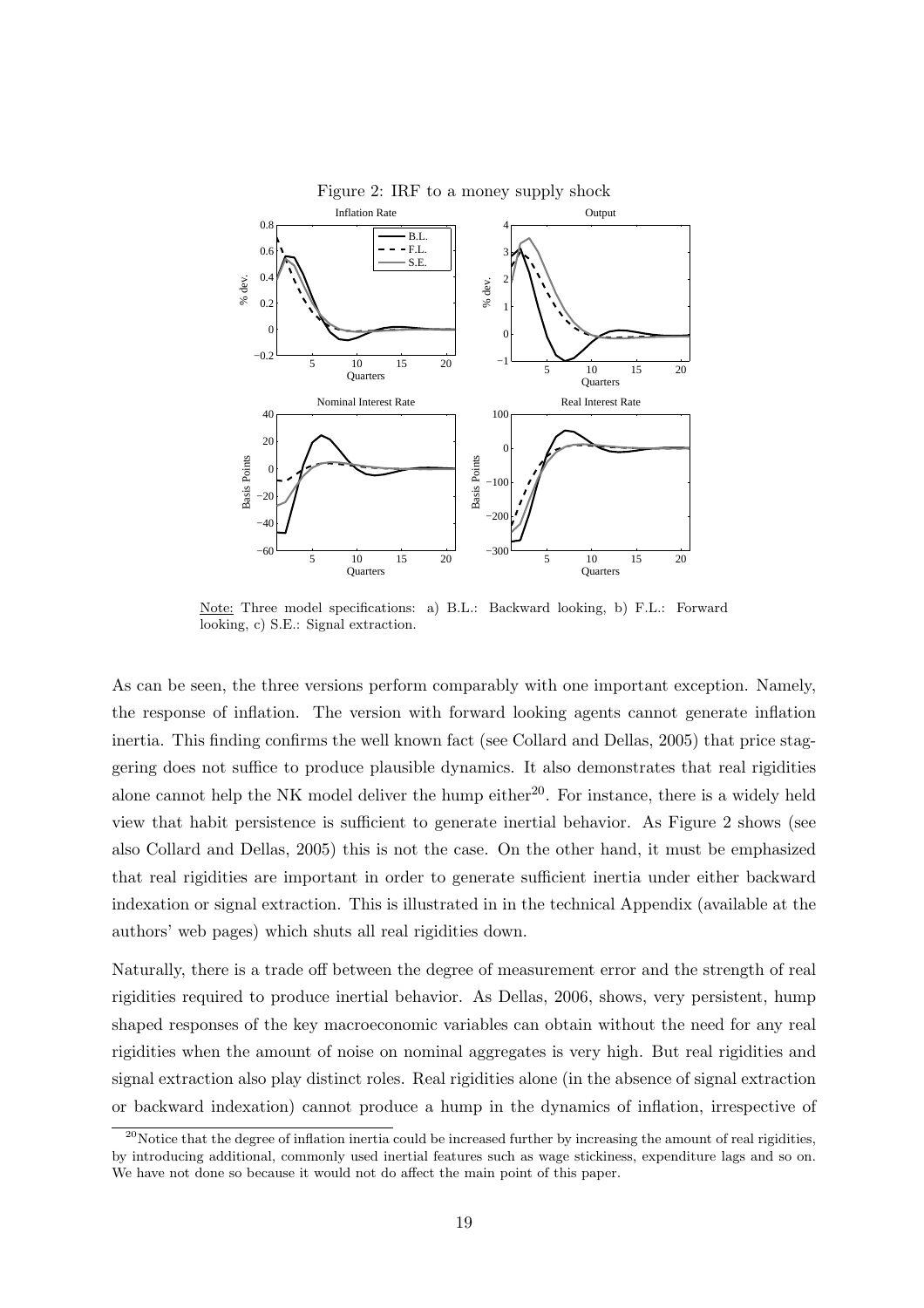Figure 2: IRF to a money supply shock

Note: Three model specifications: a) B.L.: Backward looking, b) F.L.: Forward looking, c) S.E.: Signal extraction.

As can be seen, the three versions perform comparably with one important exception. Namely, the response of inflation. The version with forward looking agents cannot generate inflation inertia. This finding confirms the well known fact (see Collard and Dellas, 2005) that price staggering does not suffice to produce plausible dynamics. It also demonstrates that real rigidities alone cannot help the NK model deliver the hump either[20]. For instance, there is a widely held view that habit persistence is sufficient to generate inertial behavior. As Figure 2 shows (see also Collard and Dellas, 2005) this is not the case. On the other hand, it must be emphasized that real rigidities are important in order to generate sufficient inertia under either backward indexation or signal extraction. This is illustrated in in the technical Appendix (available at the authors' web pages) which shuts all real rigidities down.

Naturally, there is a trade off between the degree of measurement error and the strength of real rigidities required to produce inertial behavior. As Dellas, 2006, shows, very persistent, hump shaped responses of the key macroeconomic variables can obtain without the need for any real rigidities when the amount of noise on nominal aggregates is very high. But real rigidities and signal extraction also play distinct roles. Real rigidities alone (in the absence of signal extraction or backward indexation) cannot produce a hump in the dynamics of inflation, irrespective of

[20]Notice that the degree of inflation inertia could be increased further by increasing the amount of real rigidities, by introducing additional, commonly used inertial features such as wage stickiness, expenditure lags and so on. We have not done so because it would not do affect the main point of this paper.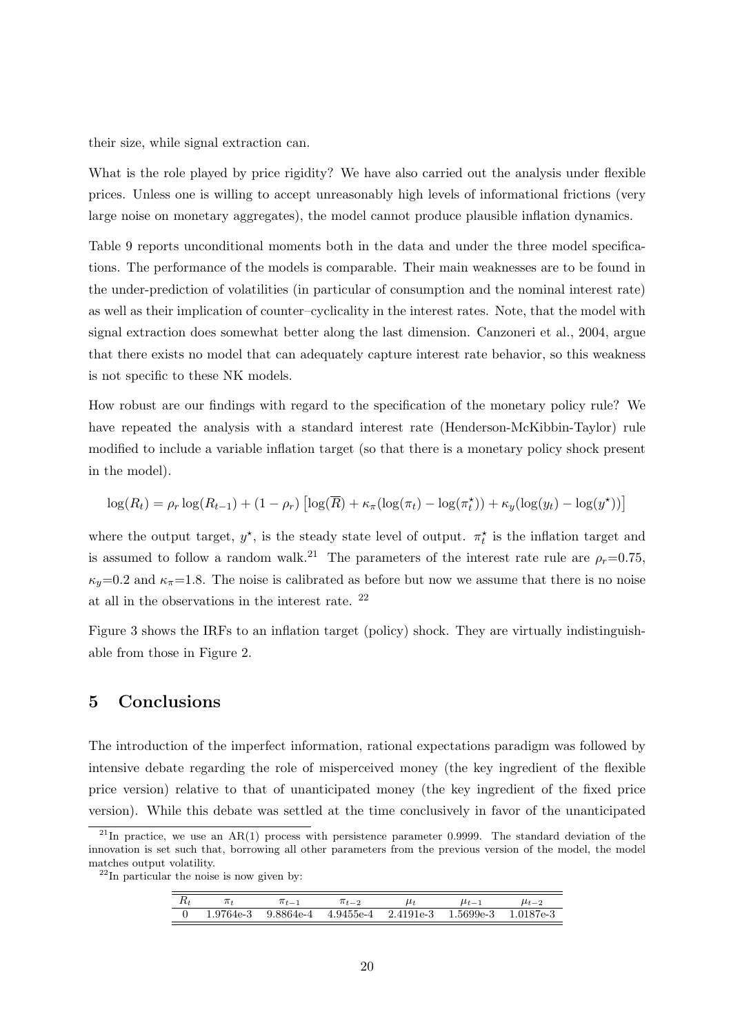their size, while signal extraction can.

What is the role played by price rigidity? We have also carried out the analysis under flexible prices. Unless one is willing to accept unreasonably high levels of informational frictions (very large noise on monetary aggregates), the model cannot produce plausible inflation dynamics.

Table 9 reports unconditional moments both in the data and under the three model specifications. The performance of the models is comparable. Their main weaknesses are to be found in the under-prediction of volatilities (in particular of consumption and the nominal interest rate) as well as their implication of counter–cyclicality in the interest rates. Note, that the model with signal extraction does somewhat better along the last dimension. Canzoneri et al., 2004, argue that there exists no model that can adequately capture interest rate behavior, so this weakness is not specific to these NK models.

How robust are our findings with regard to the specification of the monetary policy rule? We have repeated the analysis with a standard interest rate (Henderson-McKibbin-Taylor) rule modified to include a variable inflation target (so that there is a monetary policy shock present in the model).

$$\log(R_t) = \rho_r \log(R_{t-1}) + (1 - \rho_r)\left[\log(\overline{R}) + \kappa_\pi(\log(\pi_t) - \log(\pi_t^\star)) + \kappa_y(\log(y_t) - \log(y^\star))\right]$$

where the output target, $y^\star$, is the steady state level of output. $\pi_t^\star$ is the inflation target and is assumed to follow a random walk.[21] The parameters of the interest rate rule are $\rho_r$=0.75, $\kappa_y$=0.2 and $\kappa_\pi$=1.8. The noise is calibrated as before but now we assume that there is no noise at all in the observations in the interest rate. [22]

Figure 3 shows the IRFs to an inflation target (policy) shock. They are virtually indistinguishable from those in Figure 2.

## 5 Conclusions

The introduction of the imperfect information, rational expectations paradigm was followed by intensive debate regarding the role of misperceived money (the key ingredient of the flexible price version) relative to that of unanticipated money (the key ingredient of the fixed price version). While this debate was settled at the time conclusively in favor of the unanticipated

[21] In practice, we use an AR(1) process with persistence parameter 0.9999. The standard deviation of the innovation is set such that, borrowing all other parameters from the previous version of the model, the model matches output volatility.

[22] In particular the noise is now given by:

| $R_t$ | $\pi_t$ | $\pi_{t-1}$ | $\pi_{t-2}$ | $\mu_t$ | $\mu_{t-1}$ | $\mu_{t-2}$ |
|---|---|---|---|---|---|---|
| 0 | 1.9764e-3 | 9.8864e-4 | 4.9455e-4 | 2.4191e-3 | 1.5699e-3 | 1.0187e-3 |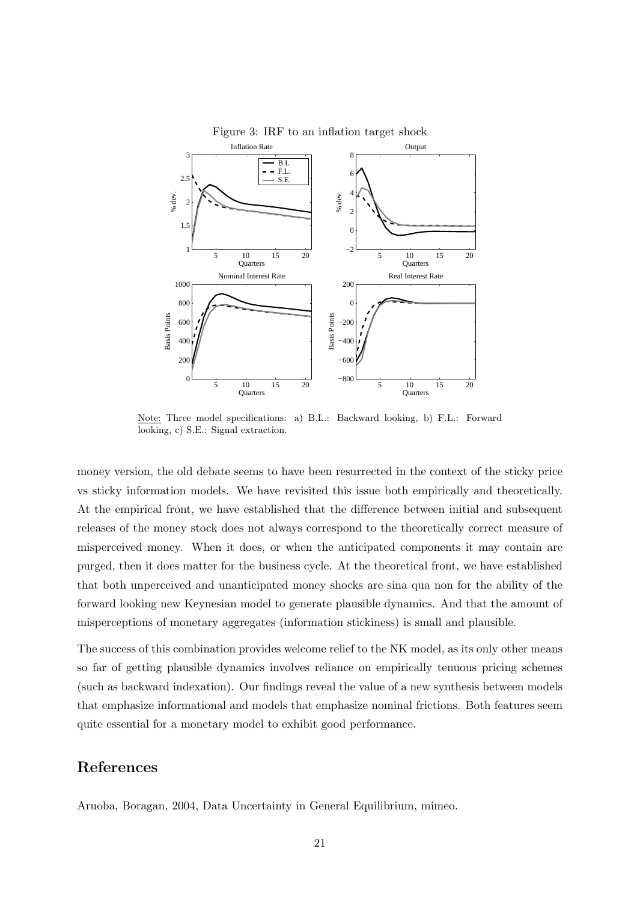Figure 3: IRF to an inflation target shock

Note: Three model specifications: a) B.L.: Backward looking, b) F.L.: Forward looking, c) S.E.: Signal extraction.

money version, the old debate seems to have been resurrected in the context of the sticky price vs sticky information models. We have revisited this issue both empirically and theoretically. At the empirical front, we have established that the difference between initial and subsequent releases of the money stock does not always correspond to the theoretically correct measure of misperceived money. When it does, or when the anticipated components it may contain are purged, then it does matter for the business cycle. At the theoretical front, we have established that both unperceived and unanticipated money shocks are sina qua non for the ability of the forward looking new Keynesian model to generate plausible dynamics. And that the amount of misperceptions of monetary aggregates (information stickiness) is small and plausible.

The success of this combination provides welcome relief to the NK model, as its only other means so far of getting plausible dynamics involves reliance on empirically tenuous pricing schemes (such as backward indexation). Our findings reveal the value of a new synthesis between models that emphasize informational and models that emphasize nominal frictions. Both features seem quite essential for a monetary model to exhibit good performance.

# References

Aruoba, Boragan, 2004, Data Uncertainty in General Equilibrium, mimeo.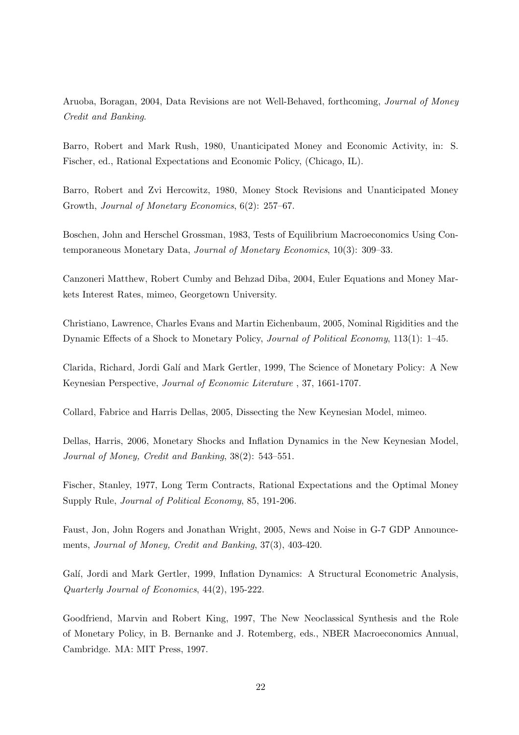Aruoba, Boragan, 2004, Data Revisions are not Well-Behaved, forthcoming, *Journal of Money Credit and Banking*.

Barro, Robert and Mark Rush, 1980, Unanticipated Money and Economic Activity, in: S. Fischer, ed., Rational Expectations and Economic Policy, (Chicago, IL).

Barro, Robert and Zvi Hercowitz, 1980, Money Stock Revisions and Unanticipated Money Growth, *Journal of Monetary Economics*, 6(2): 257–67.

Boschen, John and Herschel Grossman, 1983, Tests of Equilibrium Macroeconomics Using Contemporaneous Monetary Data, *Journal of Monetary Economics*, 10(3): 309–33.

Canzoneri Matthew, Robert Cumby and Behzad Diba, 2004, Euler Equations and Money Markets Interest Rates, mimeo, Georgetown University.

Christiano, Lawrence, Charles Evans and Martin Eichenbaum, 2005, Nominal Rigidities and the Dynamic Effects of a Shock to Monetary Policy, *Journal of Political Economy*, 113(1): 1–45.

Clarida, Richard, Jordi Galí and Mark Gertler, 1999, The Science of Monetary Policy: A New Keynesian Perspective, *Journal of Economic Literature* , 37, 1661-1707.

Collard, Fabrice and Harris Dellas, 2005, Dissecting the New Keynesian Model, mimeo.

Dellas, Harris, 2006, Monetary Shocks and Inflation Dynamics in the New Keynesian Model, *Journal of Money, Credit and Banking*, 38(2): 543–551.

Fischer, Stanley, 1977, Long Term Contracts, Rational Expectations and the Optimal Money Supply Rule, *Journal of Political Economy*, 85, 191-206.

Faust, Jon, John Rogers and Jonathan Wright, 2005, News and Noise in G-7 GDP Announcements, *Journal of Money, Credit and Banking*, 37(3), 403-420.

Galí, Jordi and Mark Gertler, 1999, Inflation Dynamics: A Structural Econometric Analysis, *Quarterly Journal of Economics*, 44(2), 195-222.

Goodfriend, Marvin and Robert King, 1997, The New Neoclassical Synthesis and the Role of Monetary Policy, in B. Bernanke and J. Rotemberg, eds., NBER Macroeconomics Annual, Cambridge. MA: MIT Press, 1997.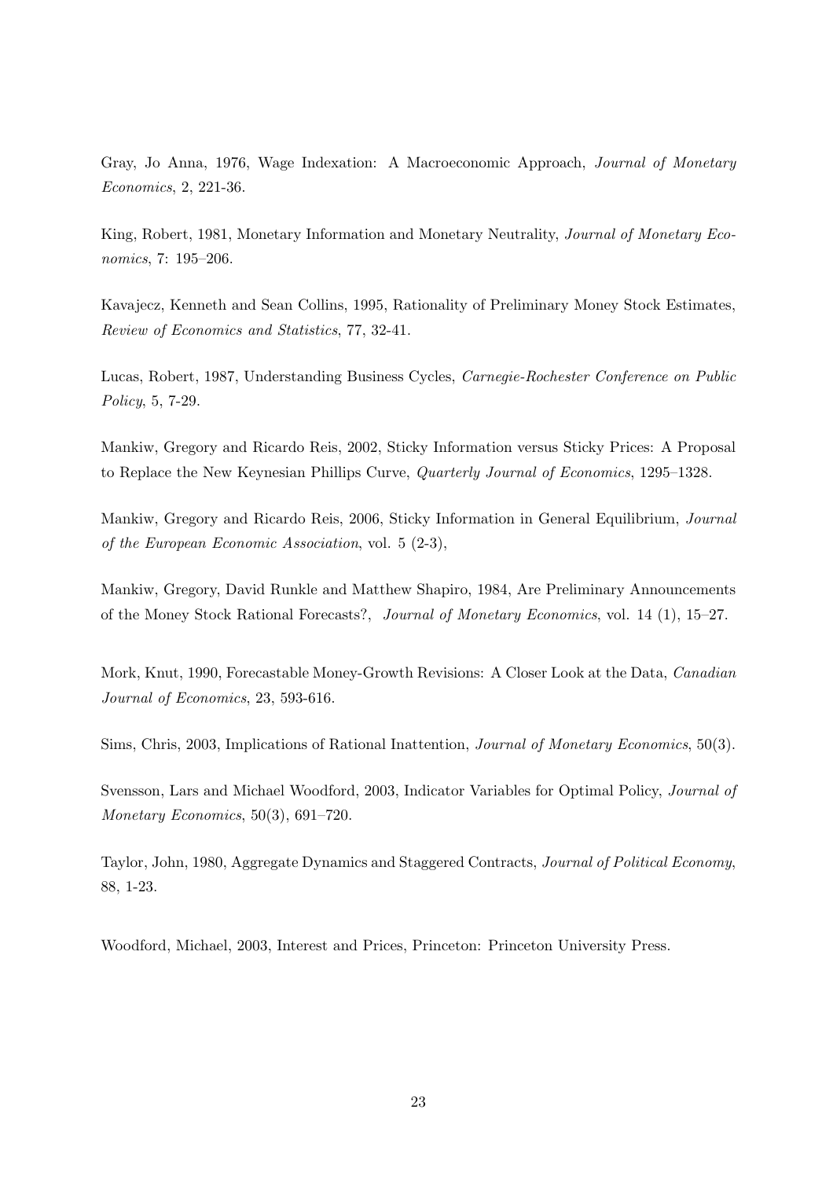Gray, Jo Anna, 1976, Wage Indexation: A Macroeconomic Approach, *Journal of Monetary Economics*, 2, 221-36.

King, Robert, 1981, Monetary Information and Monetary Neutrality, *Journal of Monetary Economics*, 7: 195–206.

Kavajecz, Kenneth and Sean Collins, 1995, Rationality of Preliminary Money Stock Estimates, *Review of Economics and Statistics*, 77, 32-41.

Lucas, Robert, 1987, Understanding Business Cycles, *Carnegie-Rochester Conference on Public Policy*, 5, 7-29.

Mankiw, Gregory and Ricardo Reis, 2002, Sticky Information versus Sticky Prices: A Proposal to Replace the New Keynesian Phillips Curve, *Quarterly Journal of Economics*, 1295–1328.

Mankiw, Gregory and Ricardo Reis, 2006, Sticky Information in General Equilibrium, *Journal of the European Economic Association*, vol. 5 (2-3),

Mankiw, Gregory, David Runkle and Matthew Shapiro, 1984, Are Preliminary Announcements of the Money Stock Rational Forecasts?, *Journal of Monetary Economics*, vol. 14 (1), 15–27.

Mork, Knut, 1990, Forecastable Money-Growth Revisions: A Closer Look at the Data, *Canadian Journal of Economics*, 23, 593-616.

Sims, Chris, 2003, Implications of Rational Inattention, *Journal of Monetary Economics*, 50(3).

Svensson, Lars and Michael Woodford, 2003, Indicator Variables for Optimal Policy, *Journal of Monetary Economics*, 50(3), 691–720.

Taylor, John, 1980, Aggregate Dynamics and Staggered Contracts, *Journal of Political Economy*, 88, 1-23.

Woodford, Michael, 2003, Interest and Prices, Princeton: Princeton University Press.